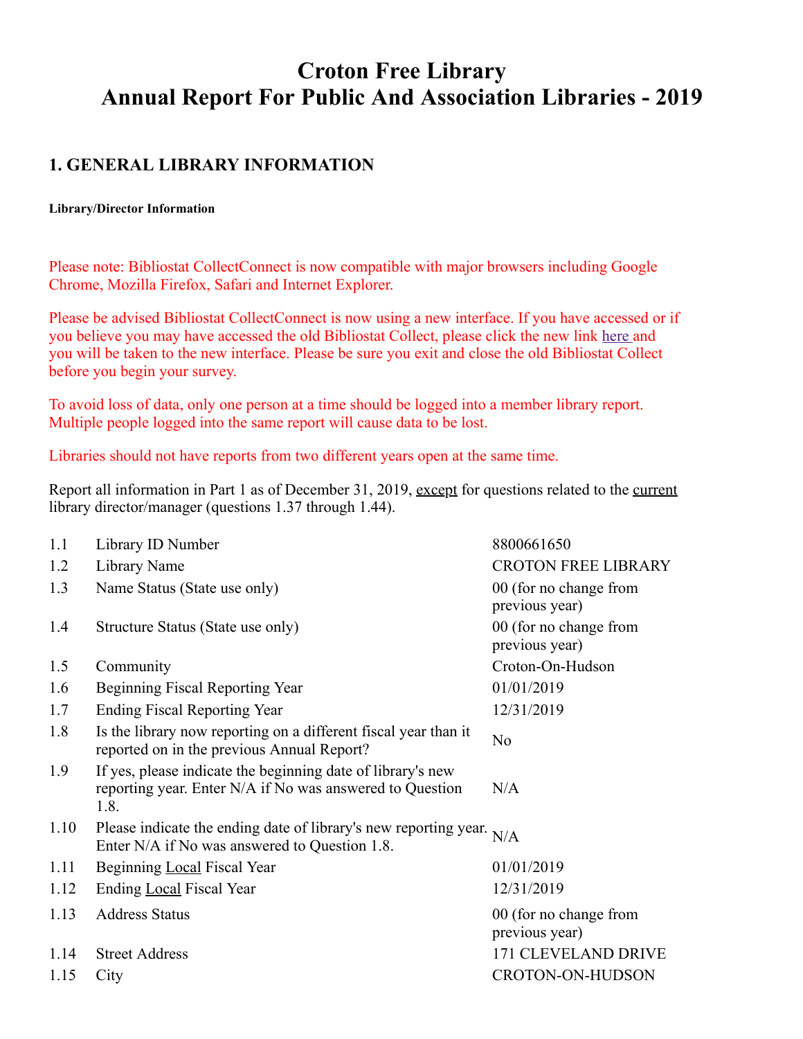# Croton Free Library
# Annual Report For Public And Association Libraries - 2019

## 1. GENERAL LIBRARY INFORMATION

#### Library/Director Information

Please note: Bibliostat CollectConnect is now compatible with major browsers including Google Chrome, Mozilla Firefox, Safari and Internet Explorer.

Please be advised Bibliostat CollectConnect is now using a new interface. If you have accessed or if you believe you may have accessed the old Bibliostat Collect, please click the new link here and you will be taken to the new interface. Please be sure you exit and close the old Bibliostat Collect before you begin your survey.

To avoid loss of data, only one person at a time should be logged into a member library report. Multiple people logged into the same report will cause data to be lost.

Libraries should not have reports from two different years open at the same time.

Report all information in Part 1 as of December 31, 2019, except for questions related to the current library director/manager (questions 1.37 through 1.44).

| | | |
|---|---|---|
| 1.1 | Library ID Number | 8800661650 |
| 1.2 | Library Name | CROTON FREE LIBRARY |
| 1.3 | Name Status (State use only) | 00 (for no change from previous year) |
| 1.4 | Structure Status (State use only) | 00 (for no change from previous year) |
| 1.5 | Community | Croton-On-Hudson |
| 1.6 | Beginning Fiscal Reporting Year | 01/01/2019 |
| 1.7 | Ending Fiscal Reporting Year | 12/31/2019 |
| 1.8 | Is the library now reporting on a different fiscal year than it reported on in the previous Annual Report? | No |
| 1.9 | If yes, please indicate the beginning date of library's new reporting year. Enter N/A if No was answered to Question 1.8. | N/A |
| 1.10 | Please indicate the ending date of library's new reporting year. Enter N/A if No was answered to Question 1.8. | N/A |
| 1.11 | Beginning Local Fiscal Year | 01/01/2019 |
| 1.12 | Ending Local Fiscal Year | 12/31/2019 |
| 1.13 | Address Status | 00 (for no change from previous year) |
| 1.14 | Street Address | 171 CLEVELAND DRIVE |
| 1.15 | City | CROTON-ON-HUDSON |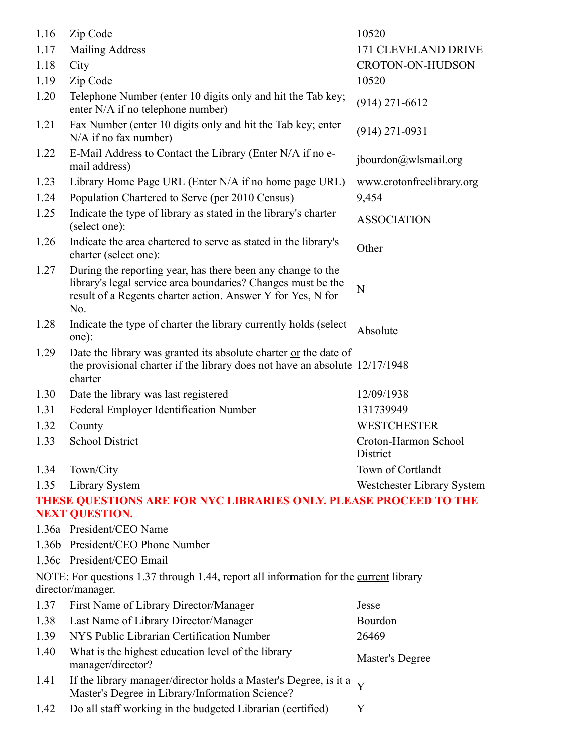| | | |
|---|---|---|
| 1.16 | Zip Code | 10520 |
| 1.17 | Mailing Address | 171 CLEVELAND DRIVE |
| 1.18 | City | CROTON-ON-HUDSON |
| 1.19 | Zip Code | 10520 |
| 1.20 | Telephone Number (enter 10 digits only and hit the Tab key; enter N/A if no telephone number) | (914) 271-6612 |
| 1.21 | Fax Number (enter 10 digits only and hit the Tab key; enter N/A if no fax number) | (914) 271-0931 |
| 1.22 | E-Mail Address to Contact the Library (Enter N/A if no e-mail address) | jbourdon@wlsmail.org |
| 1.23 | Library Home Page URL (Enter N/A if no home page URL) | www.crotonfreelibrary.org |
| 1.24 | Population Chartered to Serve (per 2010 Census) | 9,454 |
| 1.25 | Indicate the type of library as stated in the library's charter (select one): | ASSOCIATION |
| 1.26 | Indicate the area chartered to serve as stated in the library's charter (select one): | Other |
| 1.27 | During the reporting year, has there been any change to the library's legal service area boundaries? Changes must be the result of a Regents charter action. Answer Y for Yes, N for No. | N |
| 1.28 | Indicate the type of charter the library currently holds (select one): | Absolute |
| 1.29 | Date the library was granted its absolute charter <u>or</u> the date of the provisional charter if the library does not have an absolute charter | 12/17/1948 |
| 1.30 | Date the library was last registered | 12/09/1938 |
| 1.31 | Federal Employer Identification Number | 131739949 |
| 1.32 | County | WESTCHESTER |
| 1.33 | School District | Croton-Harmon School District |
| 1.34 | Town/City | Town of Cortlandt |
| 1.35 | Library System | Westchester Library System |

**THESE QUESTIONS ARE FOR NYC LIBRARIES ONLY. PLEASE PROCEED TO THE NEXT QUESTION.**

| | | |
|---|---|---|
| 1.36a | President/CEO Name | |
| 1.36b | President/CEO Phone Number | |
| 1.36c | President/CEO Email | |

NOTE: For questions 1.37 through 1.44, report all information for the <u>current</u> library director/manager.

| | | |
|---|---|---|
| 1.37 | First Name of Library Director/Manager | Jesse |
| 1.38 | Last Name of Library Director/Manager | Bourdon |
| 1.39 | NYS Public Librarian Certification Number | 26469 |
| 1.40 | What is the highest education level of the library manager/director? | Master's Degree |
| 1.41 | If the library manager/director holds a Master's Degree, is it a Master's Degree in Library/Information Science? | Y |
| 1.42 | Do all staff working in the budgeted Librarian (certified) | Y |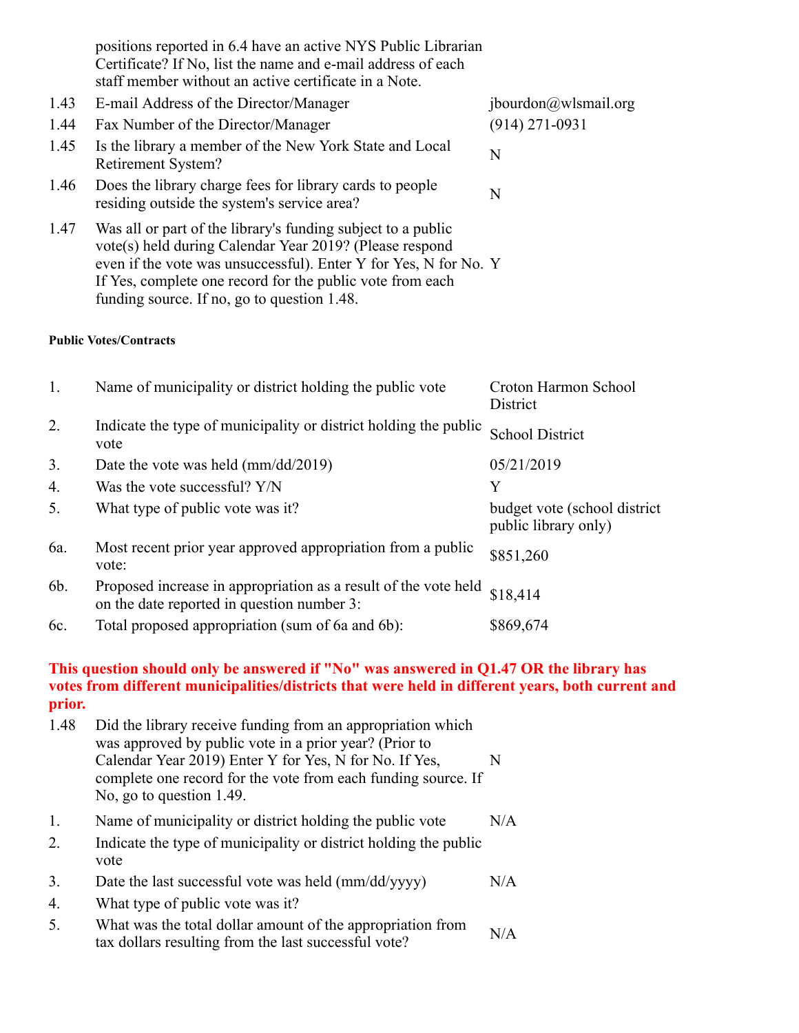| | | |
|---|---|---|
| | positions reported in 6.4 have an active NYS Public Librarian Certificate? If No, list the name and e-mail address of each staff member without an active certificate in a Note. | |
| 1.43 | E-mail Address of the Director/Manager | jbourdon@wlsmail.org |
| 1.44 | Fax Number of the Director/Manager | (914) 271-0931 |
| 1.45 | Is the library a member of the New York State and Local Retirement System? | N |
| 1.46 | Does the library charge fees for library cards to people residing outside the system's service area? | N |
| 1.47 | Was all or part of the library's funding subject to a public vote(s) held during Calendar Year 2019? (Please respond even if the vote was unsuccessful). Enter Y for Yes, N for No. If Yes, complete one record for the public vote from each funding source. If no, go to question 1.48. | Y |

**Public Votes/Contracts**

| | | |
|---|---|---|
| 1. | Name of municipality or district holding the public vote | Croton Harmon School District |
| 2. | Indicate the type of municipality or district holding the public vote | School District |
| 3. | Date the vote was held (mm/dd/2019) | 05/21/2019 |
| 4. | Was the vote successful? Y/N | Y |
| 5. | What type of public vote was it? | budget vote (school district public library only) |
| 6a. | Most recent prior year approved appropriation from a public vote: | $851,260 |
| 6b. | Proposed increase in appropriation as a result of the vote held on the date reported in question number 3: | $18,414 |
| 6c. | Total proposed appropriation (sum of 6a and 6b): | $869,674 |

**This question should only be answered if "No" was answered in Q1.47 OR the library has votes from different municipalities/districts that were held in different years, both current and prior.**

| | | |
|---|---|---|
| 1.48 | Did the library receive funding from an appropriation which was approved by public vote in a prior year? (Prior to Calendar Year 2019) Enter Y for Yes, N for No. If Yes, complete one record for the vote from each funding source. If No, go to question 1.49. | N |
| 1. | Name of municipality or district holding the public vote | N/A |
| 2. | Indicate the type of municipality or district holding the public vote | |
| 3. | Date the last successful vote was held (mm/dd/yyyy) | N/A |
| 4. | What type of public vote was it? | |
| 5. | What was the total dollar amount of the appropriation from tax dollars resulting from the last successful vote? | N/A |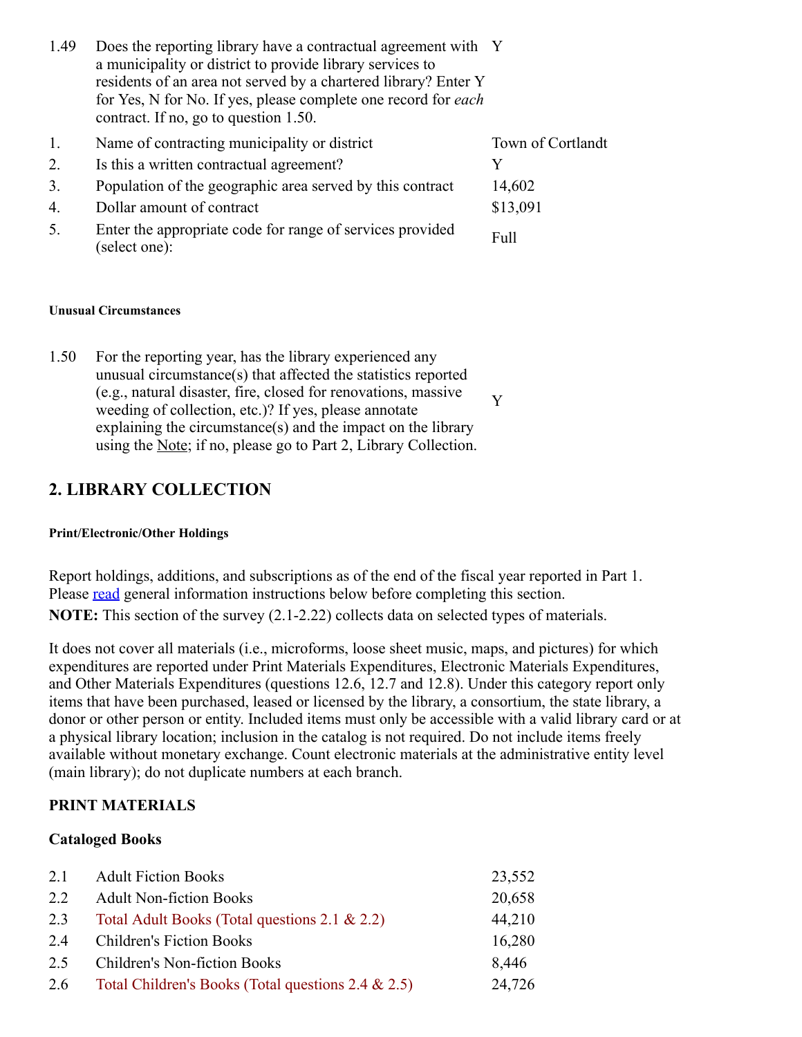| | | |
|---|---|---|
| 1.49 | Does the reporting library have a contractual agreement with a municipality or district to provide library services to residents of an area not served by a chartered library? Enter Y for Yes, N for No. If yes, please complete one record for *each* contract. If no, go to question 1.50. | Y |
| 1. | Name of contracting municipality or district | Town of Cortlandt |
| 2. | Is this a written contractual agreement? | Y |
| 3. | Population of the geographic area served by this contract | 14,602 |
| 4. | Dollar amount of contract | $13,091 |
| 5. | Enter the appropriate code for range of services provided (select one): | Full |

#### Unusual Circumstances

| | | |
|---|---|---|
| 1.50 | For the reporting year, has the library experienced any unusual circumstance(s) that affected the statistics reported (e.g., natural disaster, fire, closed for renovations, massive weeding of collection, etc.)? If yes, please annotate explaining the circumstance(s) and the impact on the library using the Note; if no, please go to Part 2, Library Collection. | Y |

## 2. LIBRARY COLLECTION

#### Print/Electronic/Other Holdings

Report holdings, additions, and subscriptions as of the end of the fiscal year reported in Part 1. Please read general information instructions below before completing this section.

**NOTE:** This section of the survey (2.1-2.22) collects data on selected types of materials.

It does not cover all materials (i.e., microforms, loose sheet music, maps, and pictures) for which expenditures are reported under Print Materials Expenditures, Electronic Materials Expenditures, and Other Materials Expenditures (questions 12.6, 12.7 and 12.8). Under this category report only items that have been purchased, leased or licensed by the library, a consortium, the state library, a donor or other person or entity. Included items must only be accessible with a valid library card or at a physical library location; inclusion in the catalog is not required. Do not include items freely available without monetary exchange. Count electronic materials at the administrative entity level (main library); do not duplicate numbers at each branch.

### PRINT MATERIALS

### Cataloged Books

| | | |
|---|---|---|
| 2.1 | Adult Fiction Books | 23,552 |
| 2.2 | Adult Non-fiction Books | 20,658 |
| 2.3 | Total Adult Books (Total questions 2.1 & 2.2) | 44,210 |
| 2.4 | Children's Fiction Books | 16,280 |
| 2.5 | Children's Non-fiction Books | 8,446 |
| 2.6 | Total Children's Books (Total questions 2.4 & 2.5) | 24,726 |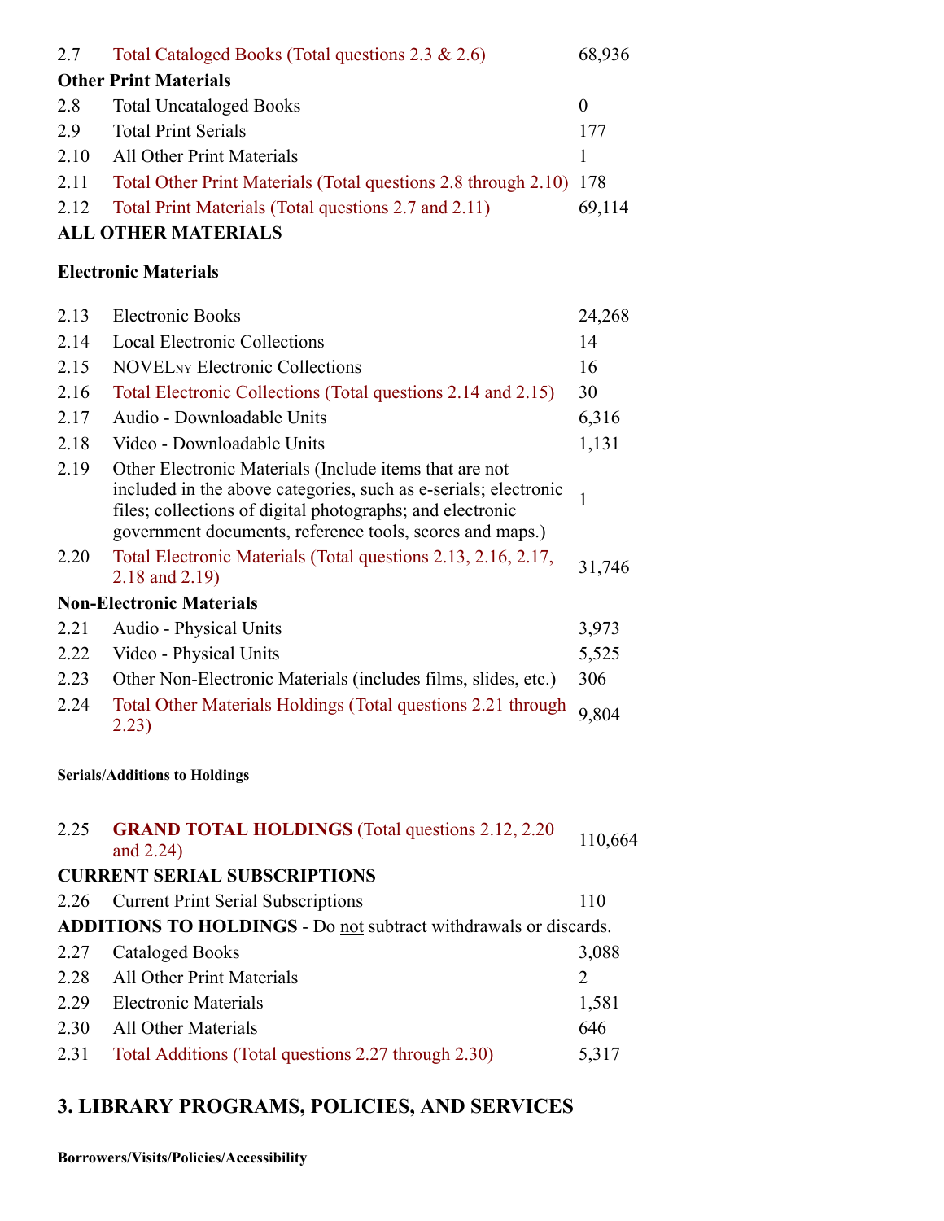| | | |
|---|---|---|
| 2.7 | Total Cataloged Books (Total questions 2.3 & 2.6) | 68,936 |
| **Other Print Materials** | | |
| 2.8 | Total Uncataloged Books | 0 |
| 2.9 | Total Print Serials | 177 |
| 2.10 | All Other Print Materials | 1 |
| 2.11 | Total Other Print Materials (Total questions 2.8 through 2.10) | 178 |
| 2.12 | Total Print Materials (Total questions 2.7 and 2.11) | 69,114 |

**ALL OTHER MATERIALS**

**Electronic Materials**

| | | |
|---|---|---|
| 2.13 | Electronic Books | 24,268 |
| 2.14 | Local Electronic Collections | 14 |
| 2.15 | NOVELNY Electronic Collections | 16 |
| 2.16 | Total Electronic Collections (Total questions 2.14 and 2.15) | 30 |
| 2.17 | Audio - Downloadable Units | 6,316 |
| 2.18 | Video - Downloadable Units | 1,131 |
| 2.19 | Other Electronic Materials (Include items that are not included in the above categories, such as e-serials; electronic files; collections of digital photographs; and electronic government documents, reference tools, scores and maps.) | 1 |
| 2.20 | Total Electronic Materials (Total questions 2.13, 2.16, 2.17, 2.18 and 2.19) | 31,746 |
| **Non-Electronic Materials** | | |
| 2.21 | Audio - Physical Units | 3,973 |
| 2.22 | Video - Physical Units | 5,525 |
| 2.23 | Other Non-Electronic Materials (includes films, slides, etc.) | 306 |
| 2.24 | Total Other Materials Holdings (Total questions 2.21 through 2.23) | 9,804 |

**Serials/Additions to Holdings**

| | | |
|---|---|---|
| 2.25 | **GRAND TOTAL HOLDINGS** (Total questions 2.12, 2.20 and 2.24) | 110,664 |
| **CURRENT SERIAL SUBSCRIPTIONS** | | |
| 2.26 | Current Print Serial Subscriptions | 110 |
| **ADDITIONS TO HOLDINGS** - Do not subtract withdrawals or discards. | | |
| 2.27 | Cataloged Books | 3,088 |
| 2.28 | All Other Print Materials | 2 |
| 2.29 | Electronic Materials | 1,581 |
| 2.30 | All Other Materials | 646 |
| 2.31 | Total Additions (Total questions 2.27 through 2.30) | 5,317 |

## 3. LIBRARY PROGRAMS, POLICIES, AND SERVICES

**Borrowers/Visits/Policies/Accessibility**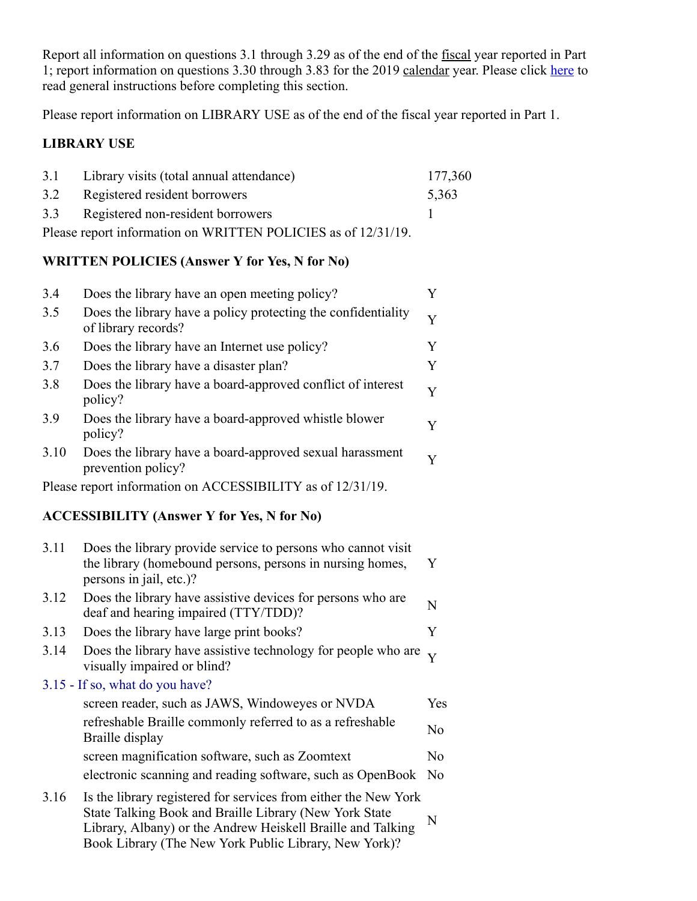Report all information on questions 3.1 through 3.29 as of the end of the fiscal year reported in Part 1; report information on questions 3.30 through 3.83 for the 2019 calendar year. Please click here to read general instructions before completing this section.

Please report information on LIBRARY USE as of the end of the fiscal year reported in Part 1.

### LIBRARY USE

| | | |
|---|---|---|
| 3.1 | Library visits (total annual attendance) | 177,360 |
| 3.2 | Registered resident borrowers | 5,363 |
| 3.3 | Registered non-resident borrowers | 1 |

Please report information on WRITTEN POLICIES as of 12/31/19.

### WRITTEN POLICIES (Answer Y for Yes, N for No)

| | | |
|---|---|---|
| 3.4 | Does the library have an open meeting policy? | Y |
| 3.5 | Does the library have a policy protecting the confidentiality of library records? | Y |
| 3.6 | Does the library have an Internet use policy? | Y |
| 3.7 | Does the library have a disaster plan? | Y |
| 3.8 | Does the library have a board-approved conflict of interest policy? | Y |
| 3.9 | Does the library have a board-approved whistle blower policy? | Y |
| 3.10 | Does the library have a board-approved sexual harassment prevention policy? | Y |

Please report information on ACCESSIBILITY as of 12/31/19.

### ACCESSIBILITY (Answer Y for Yes, N for No)

| | | |
|---|---|---|
| 3.11 | Does the library provide service to persons who cannot visit the library (homebound persons, persons in nursing homes, persons in jail, etc.)? | Y |
| 3.12 | Does the library have assistive devices for persons who are deaf and hearing impaired (TTY/TDD)? | N |
| 3.13 | Does the library have large print books? | Y |
| 3.14 | Does the library have assistive technology for people who are visually impaired or blind? | Y |
| 3.15 - If so, what do you have? | | |
| | screen reader, such as JAWS, Windoweyes or NVDA | Yes |
| | refreshable Braille commonly referred to as a refreshable Braille display | No |
| | screen magnification software, such as Zoomtext | No |
| | electronic scanning and reading software, such as OpenBook | No |
| 3.16 | Is the library registered for services from either the New York State Talking Book and Braille Library (New York State Library, Albany) or the Andrew Heiskell Braille and Talking Book Library (The New York Public Library, New York)? | N |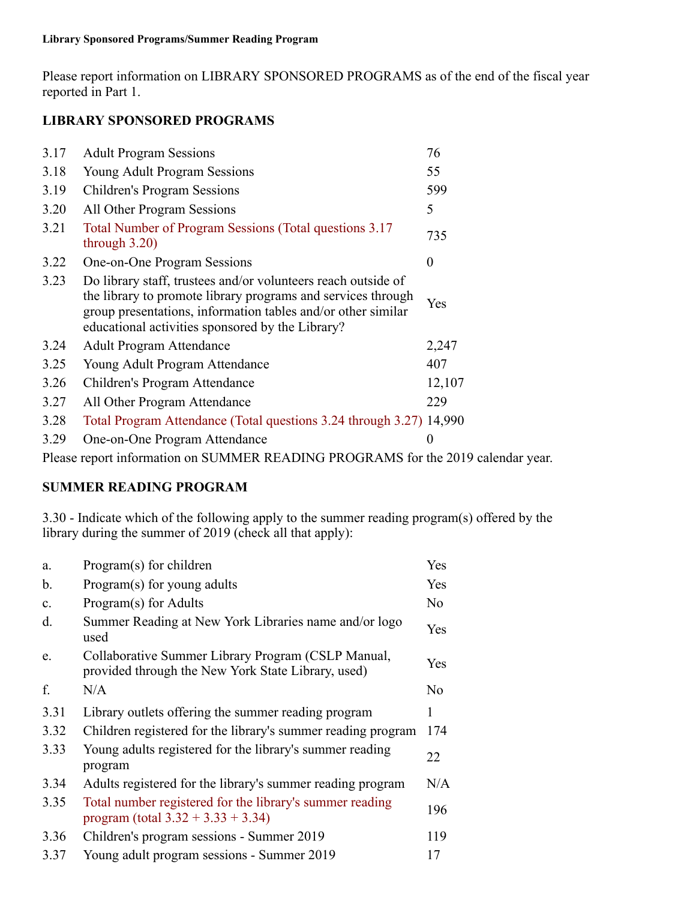**Library Sponsored Programs/Summer Reading Program**

Please report information on LIBRARY SPONSORED PROGRAMS as of the end of the fiscal year reported in Part 1.

## LIBRARY SPONSORED PROGRAMS

| | | |
|---|---|---|
| 3.17 | Adult Program Sessions | 76 |
| 3.18 | Young Adult Program Sessions | 55 |
| 3.19 | Children's Program Sessions | 599 |
| 3.20 | All Other Program Sessions | 5 |
| 3.21 | Total Number of Program Sessions (Total questions 3.17 through 3.20) | 735 |
| 3.22 | One-on-One Program Sessions | 0 |
| 3.23 | Do library staff, trustees and/or volunteers reach outside of the library to promote library programs and services through group presentations, information tables and/or other similar educational activities sponsored by the Library? | Yes |
| 3.24 | Adult Program Attendance | 2,247 |
| 3.25 | Young Adult Program Attendance | 407 |
| 3.26 | Children's Program Attendance | 12,107 |
| 3.27 | All Other Program Attendance | 229 |
| 3.28 | Total Program Attendance (Total questions 3.24 through 3.27) | 14,990 |
| 3.29 | One-on-One Program Attendance | 0 |

Please report information on SUMMER READING PROGRAMS for the 2019 calendar year.

## SUMMER READING PROGRAM

3.30 - Indicate which of the following apply to the summer reading program(s) offered by the library during the summer of 2019 (check all that apply):

| | | |
|---|---|---|
| a. | Program(s) for children | Yes |
| b. | Program(s) for young adults | Yes |
| c. | Program(s) for Adults | No |
| d. | Summer Reading at New York Libraries name and/or logo used | Yes |
| e. | Collaborative Summer Library Program (CSLP Manual, provided through the New York State Library, used) | Yes |
| f. | N/A | No |
| 3.31 | Library outlets offering the summer reading program | 1 |
| 3.32 | Children registered for the library's summer reading program | 174 |
| 3.33 | Young adults registered for the library's summer reading program | 22 |
| 3.34 | Adults registered for the library's summer reading program | N/A |
| 3.35 | Total number registered for the library's summer reading program (total 3.32 + 3.33 + 3.34) | 196 |
| 3.36 | Children's program sessions - Summer 2019 | 119 |
| 3.37 | Young adult program sessions - Summer 2019 | 17 |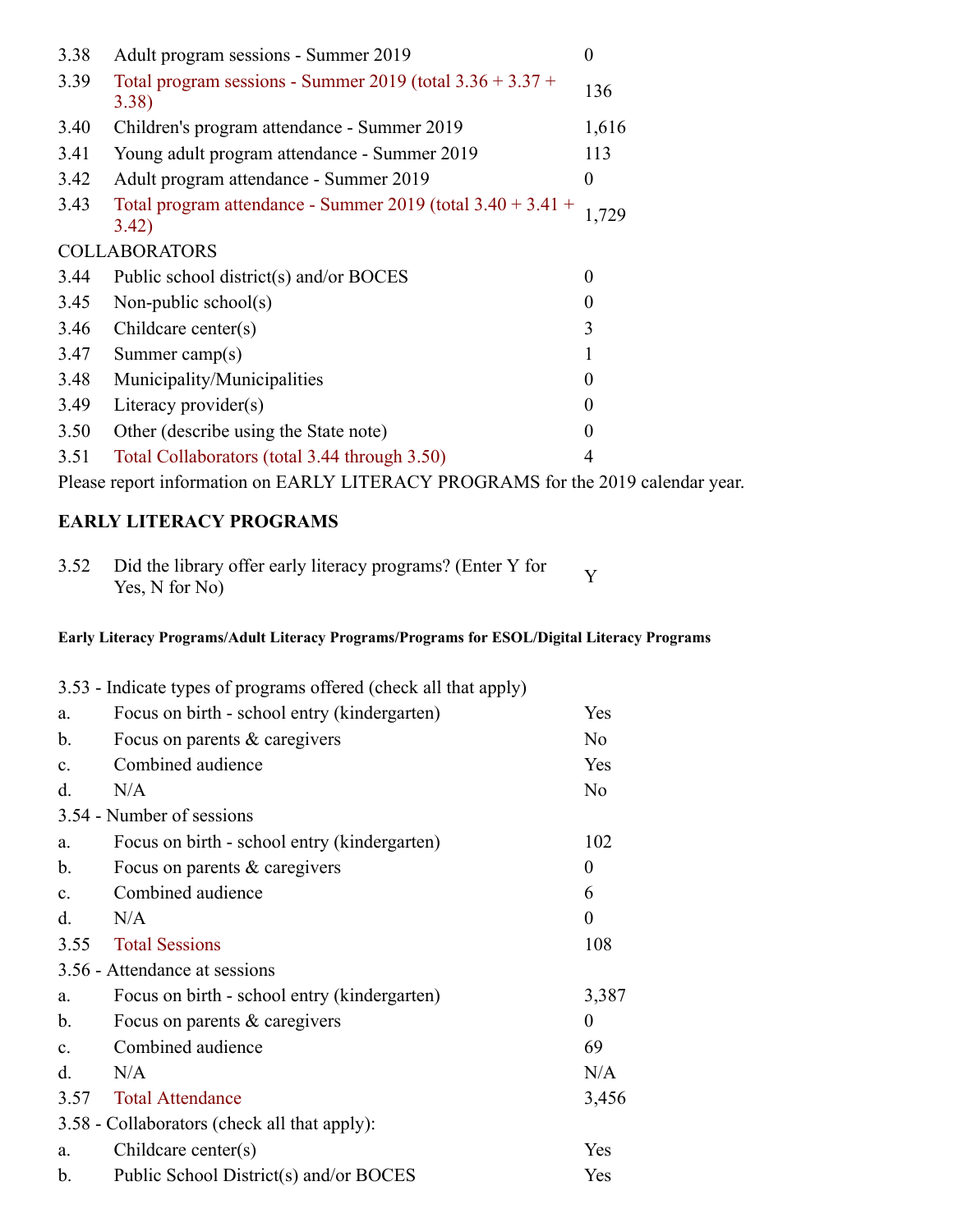| | | |
|---|---|---|
| 3.38 | Adult program sessions - Summer 2019 | 0 |
| 3.39 | Total program sessions - Summer 2019 (total 3.36 + 3.37 + 3.38) | 136 |
| 3.40 | Children's program attendance - Summer 2019 | 1,616 |
| 3.41 | Young adult program attendance - Summer 2019 | 113 |
| 3.42 | Adult program attendance - Summer 2019 | 0 |
| 3.43 | Total program attendance - Summer 2019 (total 3.40 + 3.41 + 3.42) | 1,729 |
| COLLABORATORS | | |
| 3.44 | Public school district(s) and/or BOCES | 0 |
| 3.45 | Non-public school(s) | 0 |
| 3.46 | Childcare center(s) | 3 |
| 3.47 | Summer camp(s) | 1 |
| 3.48 | Municipality/Municipalities | 0 |
| 3.49 | Literacy provider(s) | 0 |
| 3.50 | Other (describe using the State note) | 0 |
| 3.51 | Total Collaborators (total 3.44 through 3.50) | 4 |

Please report information on EARLY LITERACY PROGRAMS for the 2019 calendar year.

## EARLY LITERACY PROGRAMS

| | | |
|---|---|---|
| 3.52 | Did the library offer early literacy programs? (Enter Y for Yes, N for No) | Y |

#### Early Literacy Programs/Adult Literacy Programs/Programs for ESOL/Digital Literacy Programs

| | | |
|---|---|---|
| 3.53 - Indicate types of programs offered (check all that apply) | | |
| a. | Focus on birth - school entry (kindergarten) | Yes |
| b. | Focus on parents & caregivers | No |
| c. | Combined audience | Yes |
| d. | N/A | No |
| 3.54 - Number of sessions | | |
| a. | Focus on birth - school entry (kindergarten) | 102 |
| b. | Focus on parents & caregivers | 0 |
| c. | Combined audience | 6 |
| d. | N/A | 0 |
| 3.55 | Total Sessions | 108 |
| 3.56 - Attendance at sessions | | |
| a. | Focus on birth - school entry (kindergarten) | 3,387 |
| b. | Focus on parents & caregivers | 0 |
| c. | Combined audience | 69 |
| d. | N/A | N/A |
| 3.57 | Total Attendance | 3,456 |
| 3.58 - Collaborators (check all that apply): | | |
| a. | Childcare center(s) | Yes |
| b. | Public School District(s) and/or BOCES | Yes |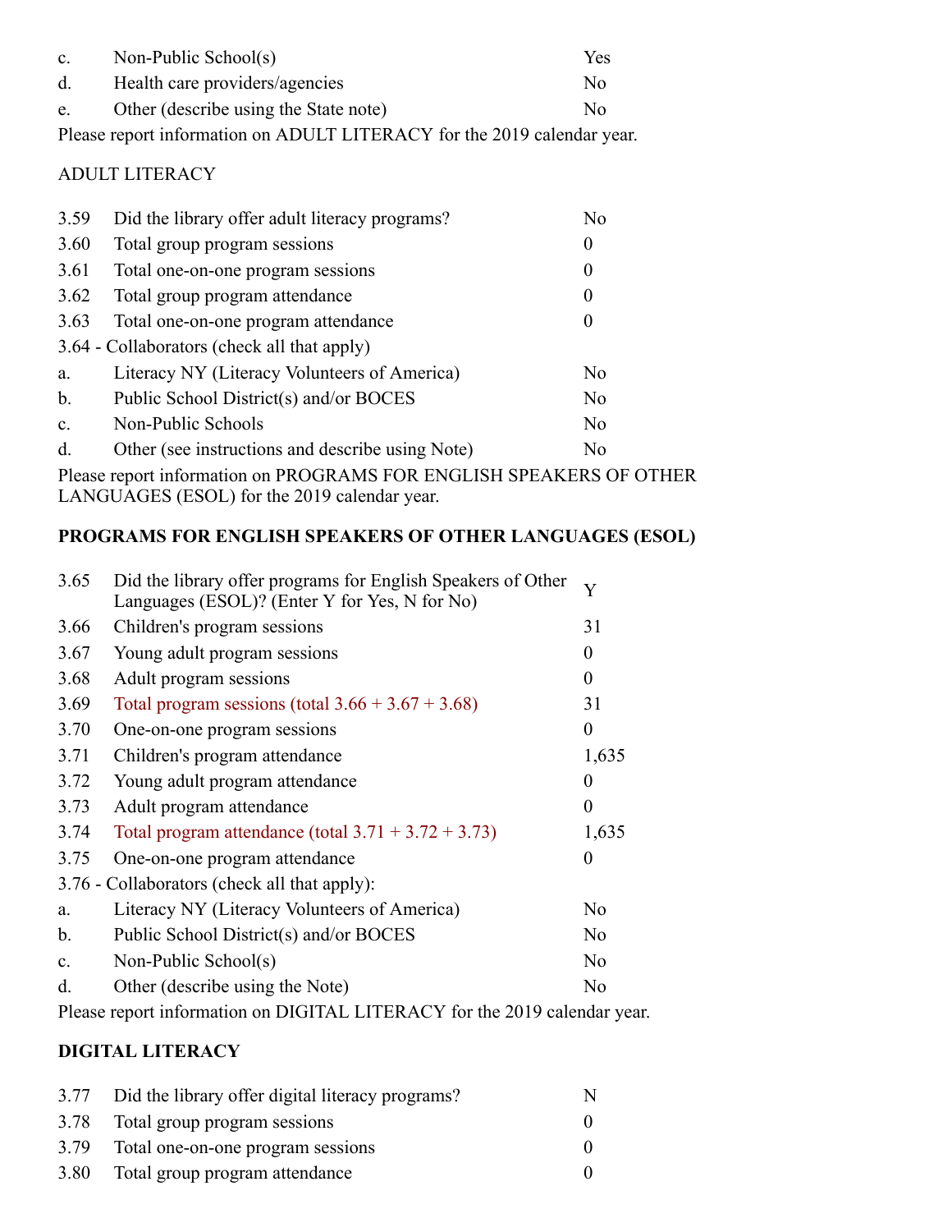| | | |
|---|---|---|
| c. | Non-Public School(s) | Yes |
| d. | Health care providers/agencies | No |
| e. | Other (describe using the State note) | No |

Please report information on ADULT LITERACY for the 2019 calendar year.

ADULT LITERACY

| | | |
|---|---|---|
| 3.59 | Did the library offer adult literacy programs? | No |
| 3.60 | Total group program sessions | 0 |
| 3.61 | Total one-on-one program sessions | 0 |
| 3.62 | Total group program attendance | 0 |
| 3.63 | Total one-on-one program attendance | 0 |
| 3.64 - Collaborators (check all that apply) | | |
| a. | Literacy NY (Literacy Volunteers of America) | No |
| b. | Public School District(s) and/or BOCES | No |
| c. | Non-Public Schools | No |
| d. | Other (see instructions and describe using Note) | No |

Please report information on PROGRAMS FOR ENGLISH SPEAKERS OF OTHER LANGUAGES (ESOL) for the 2019 calendar year.

**PROGRAMS FOR ENGLISH SPEAKERS OF OTHER LANGUAGES (ESOL)**

| | | |
|---|---|---|
| 3.65 | Did the library offer programs for English Speakers of Other Languages (ESOL)? (Enter Y for Yes, N for No) | Y |
| 3.66 | Children's program sessions | 31 |
| 3.67 | Young adult program sessions | 0 |
| 3.68 | Adult program sessions | 0 |
| 3.69 | Total program sessions (total 3.66 + 3.67 + 3.68) | 31 |
| 3.70 | One-on-one program sessions | 0 |
| 3.71 | Children's program attendance | 1,635 |
| 3.72 | Young adult program attendance | 0 |
| 3.73 | Adult program attendance | 0 |
| 3.74 | Total program attendance (total 3.71 + 3.72 + 3.73) | 1,635 |
| 3.75 | One-on-one program attendance | 0 |
| 3.76 - Collaborators (check all that apply): | | |
| a. | Literacy NY (Literacy Volunteers of America) | No |
| b. | Public School District(s) and/or BOCES | No |
| c. | Non-Public School(s) | No |
| d. | Other (describe using the Note) | No |

Please report information on DIGITAL LITERACY for the 2019 calendar year.

**DIGITAL LITERACY**

| | | |
|---|---|---|
| 3.77 | Did the library offer digital literacy programs? | N |
| 3.78 | Total group program sessions | 0 |
| 3.79 | Total one-on-one program sessions | 0 |
| 3.80 | Total group program attendance | 0 |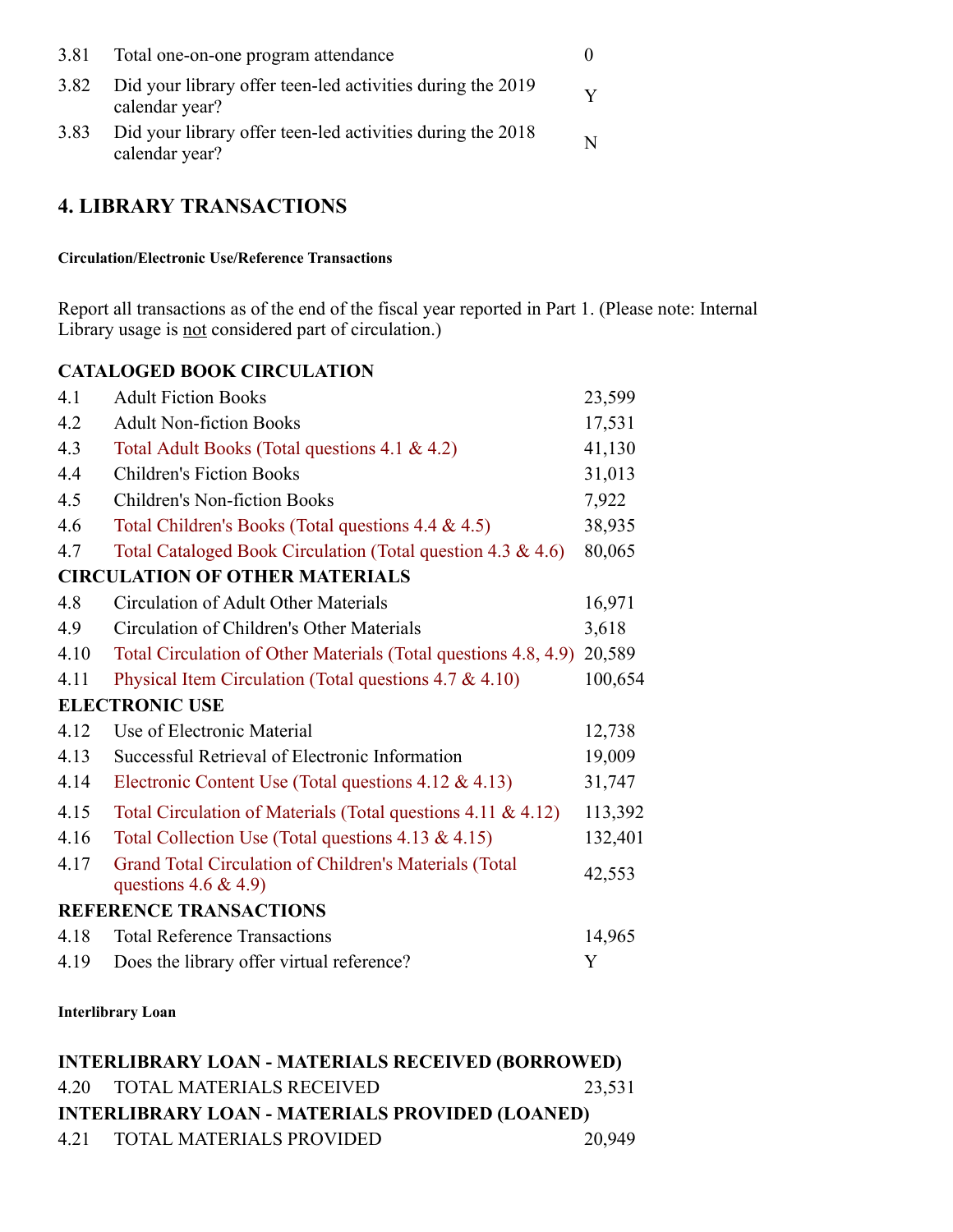| | | |
|---|---|---|
| 3.81 | Total one-on-one program attendance | 0 |
| 3.82 | Did your library offer teen-led activities during the 2019 calendar year? | Y |
| 3.83 | Did your library offer teen-led activities during the 2018 calendar year? | N |

## 4. LIBRARY TRANSACTIONS

#### Circulation/Electronic Use/Reference Transactions

Report all transactions as of the end of the fiscal year reported in Part 1. (Please note: Internal Library usage is not considered part of circulation.)

| | | |
|---|---|---|
| **CATALOGED BOOK CIRCULATION** | | |
| 4.1 | Adult Fiction Books | 23,599 |
| 4.2 | Adult Non-fiction Books | 17,531 |
| 4.3 | Total Adult Books (Total questions 4.1 & 4.2) | 41,130 |
| 4.4 | Children's Fiction Books | 31,013 |
| 4.5 | Children's Non-fiction Books | 7,922 |
| 4.6 | Total Children's Books (Total questions 4.4 & 4.5) | 38,935 |
| 4.7 | Total Cataloged Book Circulation (Total question 4.3 & 4.6) | 80,065 |
| **CIRCULATION OF OTHER MATERIALS** | | |
| 4.8 | Circulation of Adult Other Materials | 16,971 |
| 4.9 | Circulation of Children's Other Materials | 3,618 |
| 4.10 | Total Circulation of Other Materials (Total questions 4.8, 4.9) | 20,589 |
| 4.11 | Physical Item Circulation (Total questions 4.7 & 4.10) | 100,654 |
| **ELECTRONIC USE** | | |
| 4.12 | Use of Electronic Material | 12,738 |
| 4.13 | Successful Retrieval of Electronic Information | 19,009 |
| 4.14 | Electronic Content Use (Total questions 4.12 & 4.13) | 31,747 |
| 4.15 | Total Circulation of Materials (Total questions 4.11 & 4.12) | 113,392 |
| 4.16 | Total Collection Use (Total questions 4.13 & 4.15) | 132,401 |
| 4.17 | Grand Total Circulation of Children's Materials (Total questions 4.6 & 4.9) | 42,553 |
| **REFERENCE TRANSACTIONS** | | |
| 4.18 | Total Reference Transactions | 14,965 |
| 4.19 | Does the library offer virtual reference? | Y |

#### Interlibrary Loan

| | | |
|---|---|---|
| **INTERLIBRARY LOAN - MATERIALS RECEIVED (BORROWED)** | | |
| 4.20 | TOTAL MATERIALS RECEIVED | 23,531 |
| **INTERLIBRARY LOAN - MATERIALS PROVIDED (LOANED)** | | |
| 4.21 | TOTAL MATERIALS PROVIDED | 20,949 |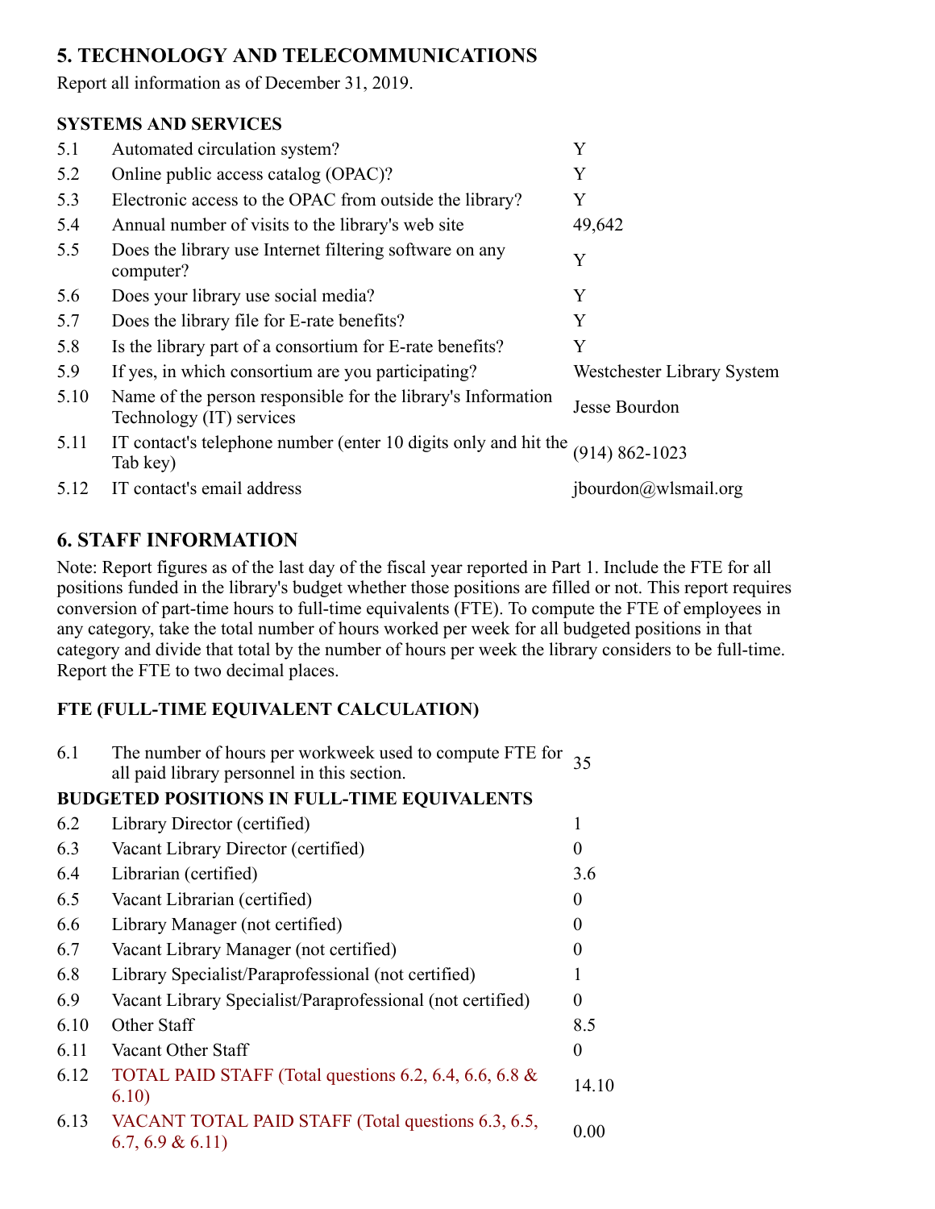## 5. TECHNOLOGY AND TELECOMMUNICATIONS

Report all information as of December 31, 2019.

### SYSTEMS AND SERVICES

| | | |
|---|---|---|
| 5.1 | Automated circulation system? | Y |
| 5.2 | Online public access catalog (OPAC)? | Y |
| 5.3 | Electronic access to the OPAC from outside the library? | Y |
| 5.4 | Annual number of visits to the library's web site | 49,642 |
| 5.5 | Does the library use Internet filtering software on any computer? | Y |
| 5.6 | Does your library use social media? | Y |
| 5.7 | Does the library file for E-rate benefits? | Y |
| 5.8 | Is the library part of a consortium for E-rate benefits? | Y |
| 5.9 | If yes, in which consortium are you participating? | Westchester Library System |
| 5.10 | Name of the person responsible for the library's Information Technology (IT) services | Jesse Bourdon |
| 5.11 | IT contact's telephone number (enter 10 digits only and hit the Tab key) | (914) 862-1023 |
| 5.12 | IT contact's email address | jbourdon@wlsmail.org |

## 6. STAFF INFORMATION

Note: Report figures as of the last day of the fiscal year reported in Part 1. Include the FTE for all positions funded in the library's budget whether those positions are filled or not. This report requires conversion of part-time hours to full-time equivalents (FTE). To compute the FTE of employees in any category, take the total number of hours worked per week for all budgeted positions in that category and divide that total by the number of hours per week the library considers to be full-time. Report the FTE to two decimal places.

### FTE (FULL-TIME EQUIVALENT CALCULATION)

| | | |
|---|---|---|
| 6.1 | The number of hours per workweek used to compute FTE for all paid library personnel in this section. | 35 |
| **BUDGETED POSITIONS IN FULL-TIME EQUIVALENTS** | | |
| 6.2 | Library Director (certified) | 1 |
| 6.3 | Vacant Library Director (certified) | 0 |
| 6.4 | Librarian (certified) | 3.6 |
| 6.5 | Vacant Librarian (certified) | 0 |
| 6.6 | Library Manager (not certified) | 0 |
| 6.7 | Vacant Library Manager (not certified) | 0 |
| 6.8 | Library Specialist/Paraprofessional (not certified) | 1 |
| 6.9 | Vacant Library Specialist/Paraprofessional (not certified) | 0 |
| 6.10 | Other Staff | 8.5 |
| 6.11 | Vacant Other Staff | 0 |
| 6.12 | TOTAL PAID STAFF (Total questions 6.2, 6.4, 6.6, 6.8 & 6.10) | 14.10 |
| 6.13 | VACANT TOTAL PAID STAFF (Total questions 6.3, 6.5, 6.7, 6.9 & 6.11) | 0.00 |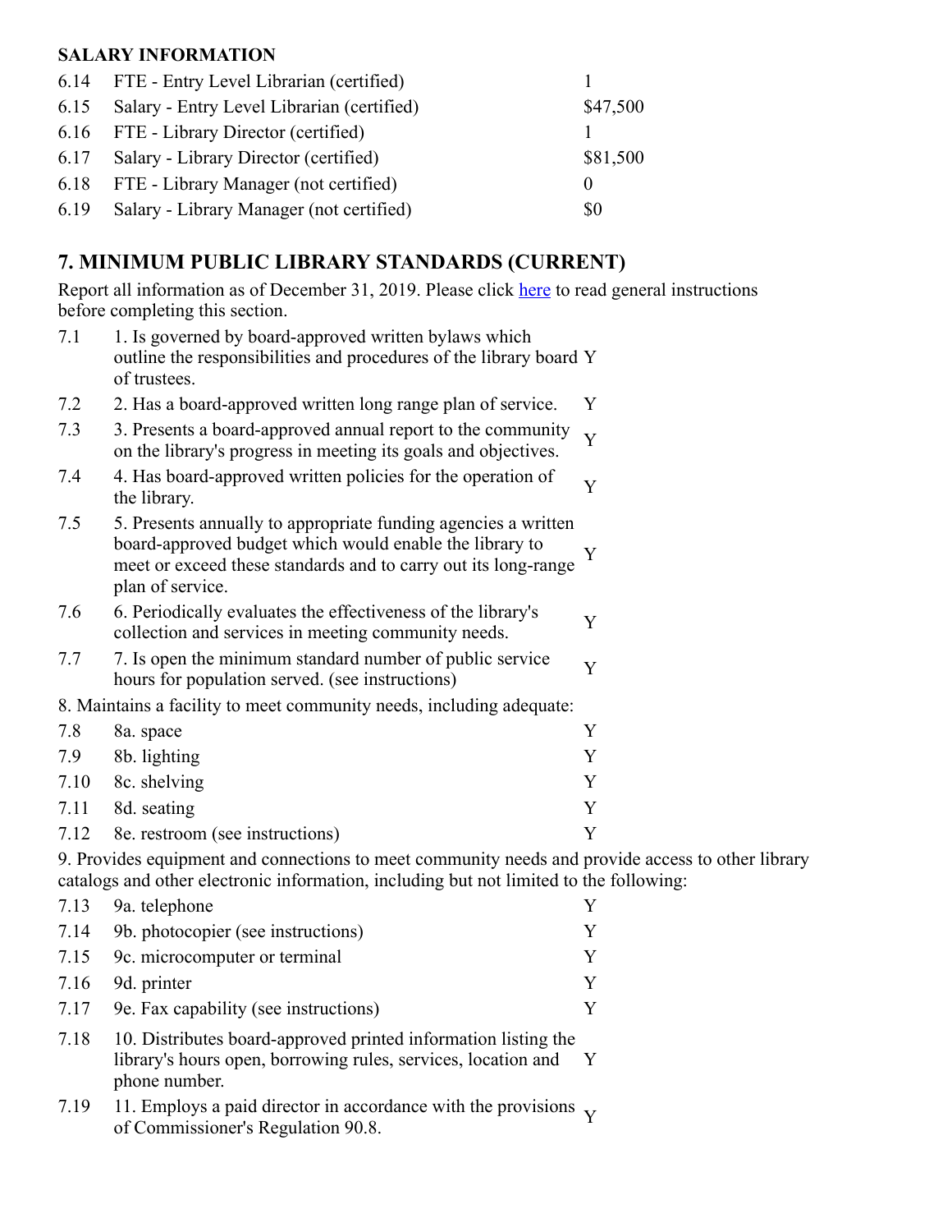**SALARY INFORMATION**

| | | |
|---|---|---|
| 6.14 | FTE - Entry Level Librarian (certified) | 1 |
| 6.15 | Salary - Entry Level Librarian (certified) | $47,500 |
| 6.16 | FTE - Library Director (certified) | 1 |
| 6.17 | Salary - Library Director (certified) | $81,500 |
| 6.18 | FTE - Library Manager (not certified) | 0 |
| 6.19 | Salary - Library Manager (not certified) | $0 |

## 7. MINIMUM PUBLIC LIBRARY STANDARDS (CURRENT)

Report all information as of December 31, 2019. Please click here to read general instructions before completing this section.

| | | |
|---|---|---|
| 7.1 | 1. Is governed by board-approved written bylaws which outline the responsibilities and procedures of the library board of trustees. | Y |
| 7.2 | 2. Has a board-approved written long range plan of service. | Y |
| 7.3 | 3. Presents a board-approved annual report to the community on the library's progress in meeting its goals and objectives. | Y |
| 7.4 | 4. Has board-approved written policies for the operation of the library. | Y |
| 7.5 | 5. Presents annually to appropriate funding agencies a written board-approved budget which would enable the library to meet or exceed these standards and to carry out its long-range plan of service. | Y |
| 7.6 | 6. Periodically evaluates the effectiveness of the library's collection and services in meeting community needs. | Y |
| 7.7 | 7. Is open the minimum standard number of public service hours for population served. (see instructions) | Y |

8. Maintains a facility to meet community needs, including adequate:

| | | |
|---|---|---|
| 7.8 | 8a. space | Y |
| 7.9 | 8b. lighting | Y |
| 7.10 | 8c. shelving | Y |
| 7.11 | 8d. seating | Y |
| 7.12 | 8e. restroom (see instructions) | Y |

9. Provides equipment and connections to meet community needs and provide access to other library catalogs and other electronic information, including but not limited to the following:

| | | |
|---|---|---|
| 7.13 | 9a. telephone | Y |
| 7.14 | 9b. photocopier (see instructions) | Y |
| 7.15 | 9c. microcomputer or terminal | Y |
| 7.16 | 9d. printer | Y |
| 7.17 | 9e. Fax capability (see instructions) | Y |
| 7.18 | 10. Distributes board-approved printed information listing the library's hours open, borrowing rules, services, location and phone number. | Y |
| 7.19 | 11. Employs a paid director in accordance with the provisions of Commissioner's Regulation 90.8. | Y |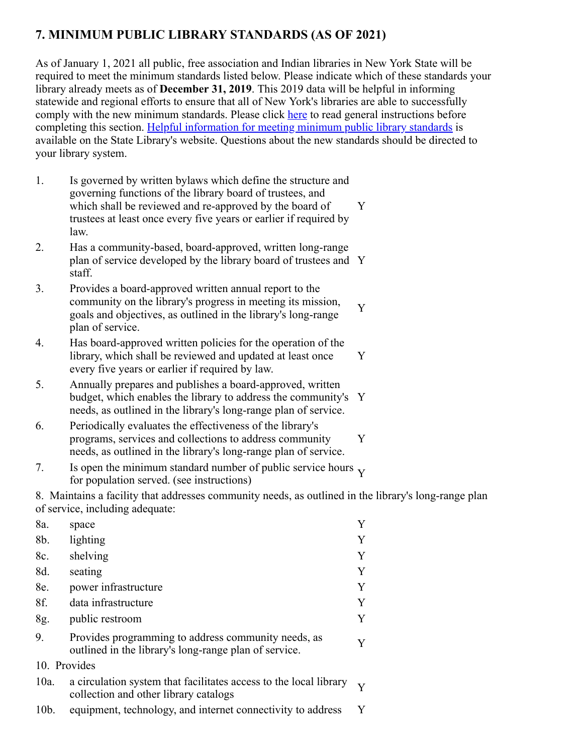## 7. MINIMUM PUBLIC LIBRARY STANDARDS (AS OF 2021)

As of January 1, 2021 all public, free association and Indian libraries in New York State will be required to meet the minimum standards listed below. Please indicate which of these standards your library already meets as of **December 31, 2019**. This 2019 data will be helpful in informing statewide and regional efforts to ensure that all of New York's libraries are able to successfully comply with the new minimum standards. Please click here to read general instructions before completing this section. Helpful information for meeting minimum public library standards is available on the State Library's website. Questions about the new standards should be directed to your library system.

| | | |
|---|---|---|
| 1. | Is governed by written bylaws which define the structure and governing functions of the library board of trustees, and which shall be reviewed and re-approved by the board of trustees at least once every five years or earlier if required by law. | Y |
| 2. | Has a community-based, board-approved, written long-range plan of service developed by the library board of trustees and staff. | Y |
| 3. | Provides a board-approved written annual report to the community on the library's progress in meeting its mission, goals and objectives, as outlined in the library's long-range plan of service. | Y |
| 4. | Has board-approved written policies for the operation of the library, which shall be reviewed and updated at least once every five years or earlier if required by law. | Y |
| 5. | Annually prepares and publishes a board-approved, written budget, which enables the library to address the community's needs, as outlined in the library's long-range plan of service. | Y |
| 6. | Periodically evaluates the effectiveness of the library's programs, services and collections to address community needs, as outlined in the library's long-range plan of service. | Y |
| 7. | Is open the minimum standard number of public service hours for population served. (see instructions) | Y |
| 8. | Maintains a facility that addresses community needs, as outlined in the library's long-range plan of service, including adequate: | |
| 8a. | space | Y |
| 8b. | lighting | Y |
| 8c. | shelving | Y |
| 8d. | seating | Y |
| 8e. | power infrastructure | Y |
| 8f. | data infrastructure | Y |
| 8g. | public restroom | Y |
| 9. | Provides programming to address community needs, as outlined in the library's long-range plan of service. | Y |
| 10. | Provides | |
| 10a. | a circulation system that facilitates access to the local library collection and other library catalogs | Y |
| 10b. | equipment, technology, and internet connectivity to address | Y |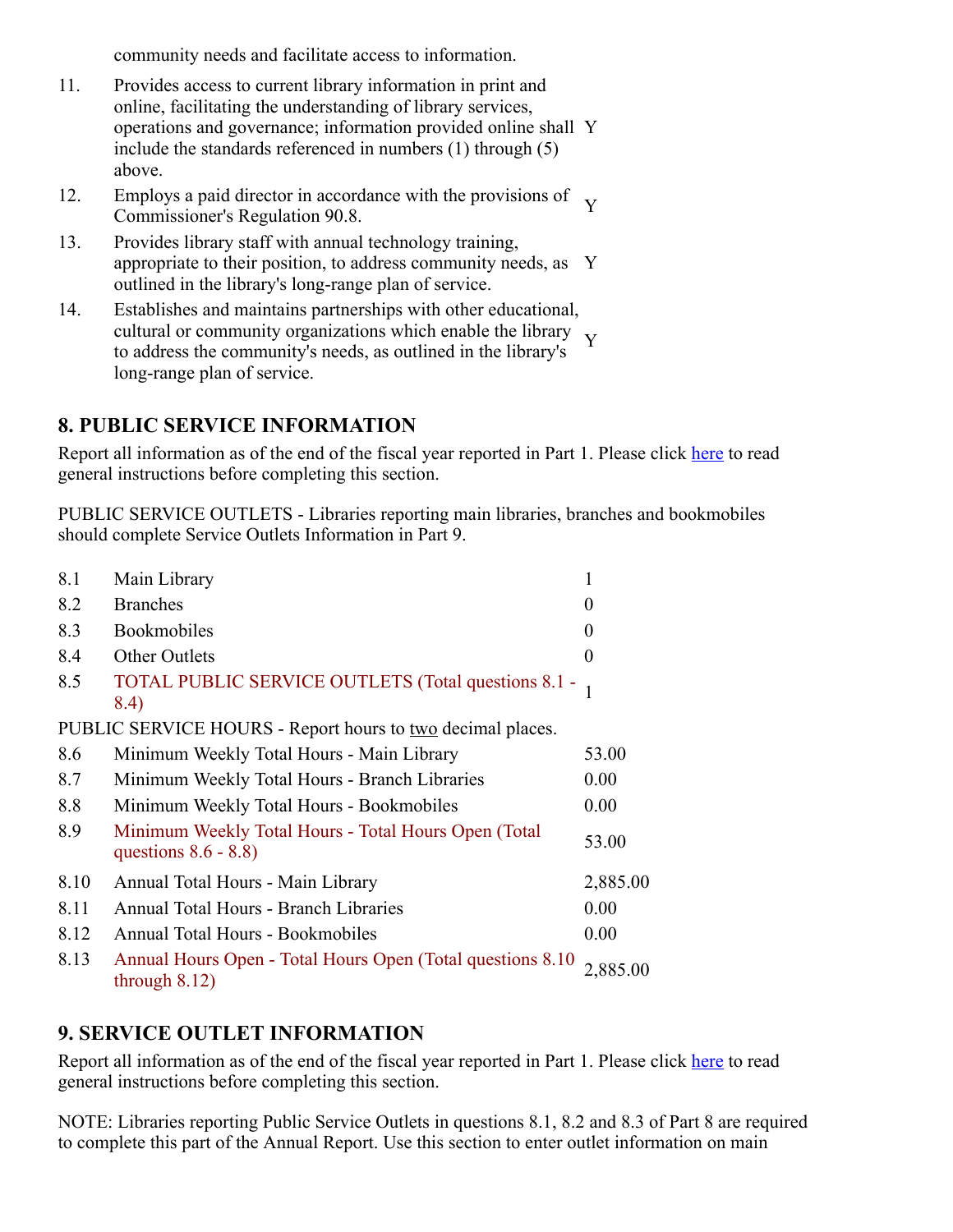community needs and facilitate access to information.

| | | |
|---|---|---|
| 11. | Provides access to current library information in print and online, facilitating the understanding of library services, operations and governance; information provided online shall include the standards referenced in numbers (1) through (5) above. | Y |
| 12. | Employs a paid director in accordance with the provisions of Commissioner's Regulation 90.8. | Y |
| 13. | Provides library staff with annual technology training, appropriate to their position, to address community needs, as outlined in the library's long-range plan of service. | Y |
| 14. | Establishes and maintains partnerships with other educational, cultural or community organizations which enable the library to address the community's needs, as outlined in the library's long-range plan of service. | Y |

## 8. PUBLIC SERVICE INFORMATION

Report all information as of the end of the fiscal year reported in Part 1. Please click here to read general instructions before completing this section.

PUBLIC SERVICE OUTLETS - Libraries reporting main libraries, branches and bookmobiles should complete Service Outlets Information in Part 9.

| | | |
|---|---|---|
| 8.1 | Main Library | 1 |
| 8.2 | Branches | 0 |
| 8.3 | Bookmobiles | 0 |
| 8.4 | Other Outlets | 0 |
| 8.5 | TOTAL PUBLIC SERVICE OUTLETS (Total questions 8.1 - 8.4) | 1 |
| PUBLIC SERVICE HOURS - Report hours to two decimal places. | | |
| 8.6 | Minimum Weekly Total Hours - Main Library | 53.00 |
| 8.7 | Minimum Weekly Total Hours - Branch Libraries | 0.00 |
| 8.8 | Minimum Weekly Total Hours - Bookmobiles | 0.00 |
| 8.9 | Minimum Weekly Total Hours - Total Hours Open (Total questions 8.6 - 8.8) | 53.00 |
| 8.10 | Annual Total Hours - Main Library | 2,885.00 |
| 8.11 | Annual Total Hours - Branch Libraries | 0.00 |
| 8.12 | Annual Total Hours - Bookmobiles | 0.00 |
| 8.13 | Annual Hours Open - Total Hours Open (Total questions 8.10 through 8.12) | 2,885.00 |

## 9. SERVICE OUTLET INFORMATION

Report all information as of the end of the fiscal year reported in Part 1. Please click here to read general instructions before completing this section.

NOTE: Libraries reporting Public Service Outlets in questions 8.1, 8.2 and 8.3 of Part 8 are required to complete this part of the Annual Report. Use this section to enter outlet information on main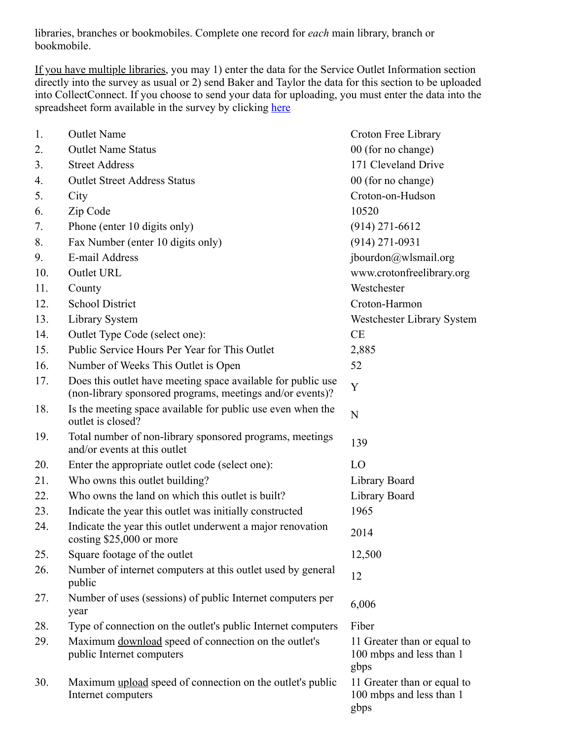libraries, branches or bookmobiles. Complete one record for *each* main library, branch or bookmobile.

If you have multiple libraries, you may 1) enter the data for the Service Outlet Information section directly into the survey as usual or 2) send Baker and Taylor the data for this section to be uploaded into CollectConnect. If you choose to send your data for uploading, you must enter the data into the spreadsheet form available in the survey by clicking here

| | | |
|---|---|---|
| 1. | Outlet Name | Croton Free Library |
| 2. | Outlet Name Status | 00 (for no change) |
| 3. | Street Address | 171 Cleveland Drive |
| 4. | Outlet Street Address Status | 00 (for no change) |
| 5. | City | Croton-on-Hudson |
| 6. | Zip Code | 10520 |
| 7. | Phone (enter 10 digits only) | (914) 271-6612 |
| 8. | Fax Number (enter 10 digits only) | (914) 271-0931 |
| 9. | E-mail Address | jbourdon@wlsmail.org |
| 10. | Outlet URL | www.crotonfreelibrary.org |
| 11. | County | Westchester |
| 12. | School District | Croton-Harmon |
| 13. | Library System | Westchester Library System |
| 14. | Outlet Type Code (select one): | CE |
| 15. | Public Service Hours Per Year for This Outlet | 2,885 |
| 16. | Number of Weeks This Outlet is Open | 52 |
| 17. | Does this outlet have meeting space available for public use (non-library sponsored programs, meetings and/or events)? | Y |
| 18. | Is the meeting space available for public use even when the outlet is closed? | N |
| 19. | Total number of non-library sponsored programs, meetings and/or events at this outlet | 139 |
| 20. | Enter the appropriate outlet code (select one): | LO |
| 21. | Who owns this outlet building? | Library Board |
| 22. | Who owns the land on which this outlet is built? | Library Board |
| 23. | Indicate the year this outlet was initially constructed | 1965 |
| 24. | Indicate the year this outlet underwent a major renovation costing $25,000 or more | 2014 |
| 25. | Square footage of the outlet | 12,500 |
| 26. | Number of internet computers at this outlet used by general public | 12 |
| 27. | Number of uses (sessions) of public Internet computers per year | 6,006 |
| 28. | Type of connection on the outlet's public Internet computers | Fiber |
| 29. | Maximum download speed of connection on the outlet's public Internet computers | 11 Greater than or equal to 100 mbps and less than 1 gbps |
| 30. | Maximum upload speed of connection on the outlet's public Internet computers | 11 Greater than or equal to 100 mbps and less than 1 gbps |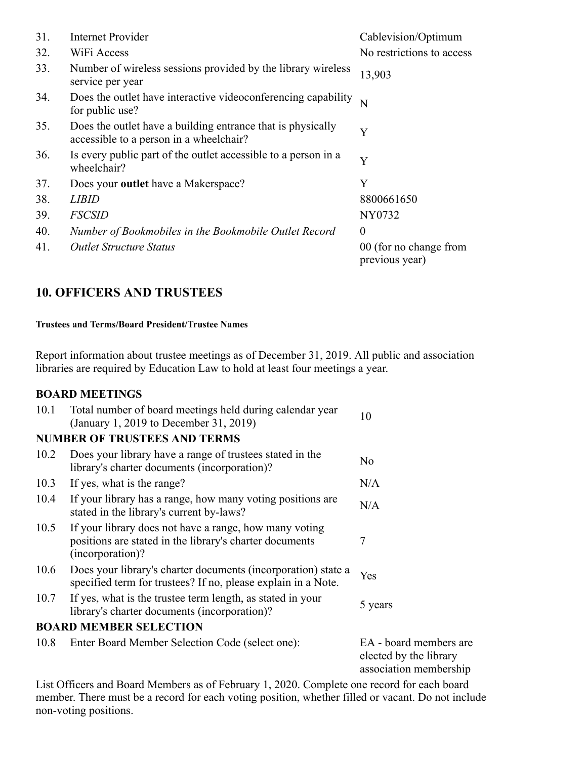| | | |
|---|---|---|
| 31. | Internet Provider | Cablevision/Optimum |
| 32. | WiFi Access | No restrictions to access |
| 33. | Number of wireless sessions provided by the library wireless service per year | 13,903 |
| 34. | Does the outlet have interactive videoconferencing capability for public use? | N |
| 35. | Does the outlet have a building entrance that is physically accessible to a person in a wheelchair? | Y |
| 36. | Is every public part of the outlet accessible to a person in a wheelchair? | Y |
| 37. | Does your **outlet** have a Makerspace? | Y |
| 38. | *LIBID* | 8800661650 |
| 39. | *FSCSID* | NY0732 |
| 40. | *Number of Bookmobiles in the Bookmobile Outlet Record* | 0 |
| 41. | *Outlet Structure Status* | 00 (for no change from previous year) |

## 10. OFFICERS AND TRUSTEES

##### Trustees and Terms/Board President/Trustee Names

Report information about trustee meetings as of December 31, 2019. All public and association libraries are required by Education Law to hold at least four meetings a year.

| | | |
|---|---|---|
| **BOARD MEETINGS** | | |
| 10.1 | Total number of board meetings held during calendar year (January 1, 2019 to December 31, 2019) | 10 |
| **NUMBER OF TRUSTEES AND TERMS** | | |
| 10.2 | Does your library have a range of trustees stated in the library's charter documents (incorporation)? | No |
| 10.3 | If yes, what is the range? | N/A |
| 10.4 | If your library has a range, how many voting positions are stated in the library's current by-laws? | N/A |
| 10.5 | If your library does not have a range, how many voting positions are stated in the library's charter documents (incorporation)? | 7 |
| 10.6 | Does your library's charter documents (incorporation) state a specified term for trustees? If no, please explain in a Note. | Yes |
| 10.7 | If yes, what is the trustee term length, as stated in your library's charter documents (incorporation)? | 5 years |
| **BOARD MEMBER SELECTION** | | |
| 10.8 | Enter Board Member Selection Code (select one): | EA - board members are elected by the library association membership |

List Officers and Board Members as of February 1, 2020. Complete one record for each board member. There must be a record for each voting position, whether filled or vacant. Do not include non-voting positions.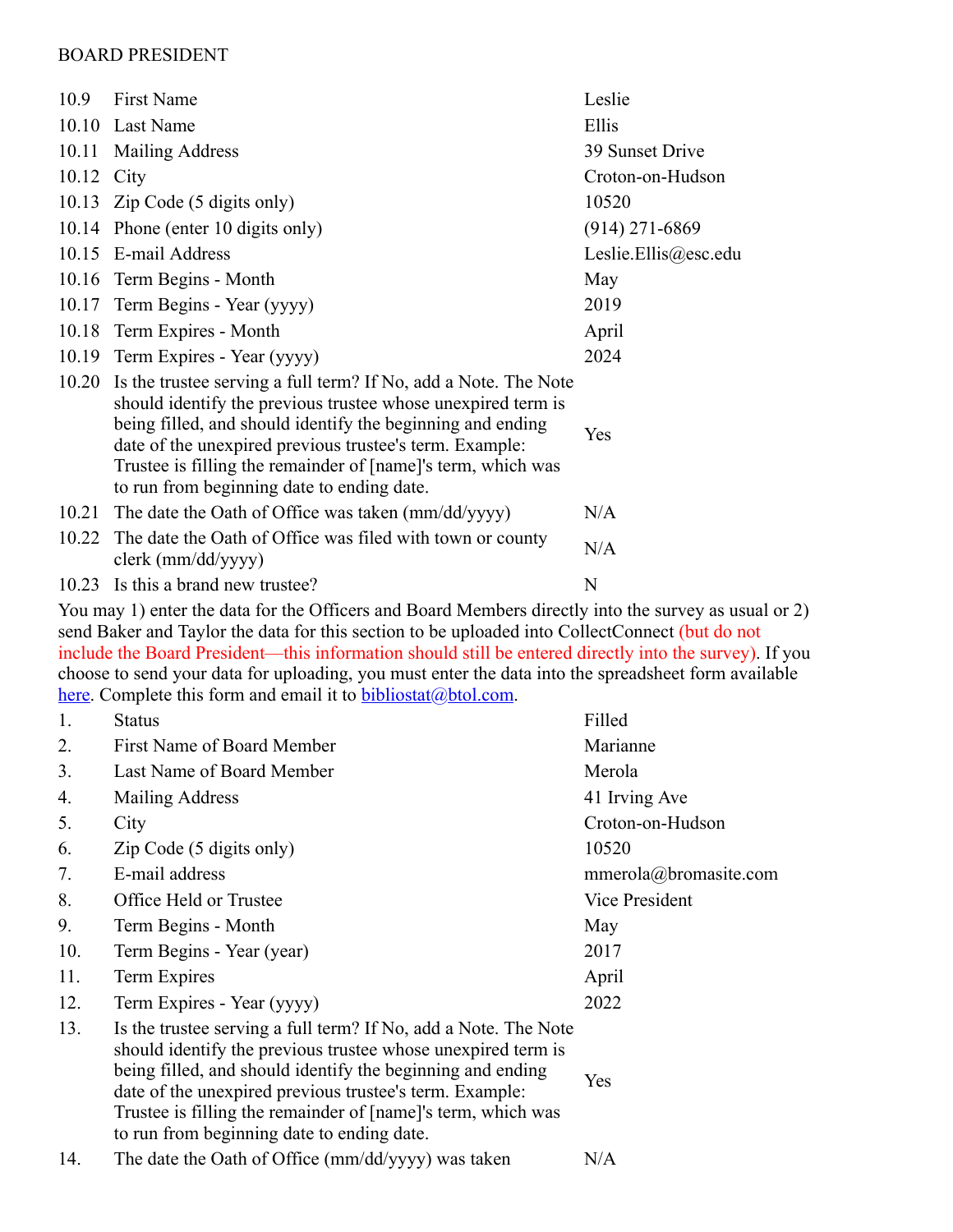BOARD PRESIDENT

| | | |
|---|---|---|
| 10.9 | First Name | Leslie |
| 10.10 | Last Name | Ellis |
| 10.11 | Mailing Address | 39 Sunset Drive |
| 10.12 | City | Croton-on-Hudson |
| 10.13 | Zip Code (5 digits only) | 10520 |
| 10.14 | Phone (enter 10 digits only) | (914) 271-6869 |
| 10.15 | E-mail Address | Leslie.Ellis@esc.edu |
| 10.16 | Term Begins - Month | May |
| 10.17 | Term Begins - Year (yyyy) | 2019 |
| 10.18 | Term Expires - Month | April |
| 10.19 | Term Expires - Year (yyyy) | 2024 |
| 10.20 | Is the trustee serving a full term? If No, add a Note. The Note should identify the previous trustee whose unexpired term is being filled, and should identify the beginning and ending date of the unexpired previous trustee's term. Example: Trustee is filling the remainder of [name]'s term, which was to run from beginning date to ending date. | Yes |
| 10.21 | The date the Oath of Office was taken (mm/dd/yyyy) | N/A |
| 10.22 | The date the Oath of Office was filed with town or county clerk (mm/dd/yyyy) | N/A |
| 10.23 | Is this a brand new trustee? | N |

You may 1) enter the data for the Officers and Board Members directly into the survey as usual or 2) send Baker and Taylor the data for this section to be uploaded into CollectConnect (but do not include the Board President—this information should still be entered directly into the survey). If you choose to send your data for uploading, you must enter the data into the spreadsheet form available here. Complete this form and email it to bibliostat@btol.com.

| | | |
|---|---|---|
| 1. | Status | Filled |
| 2. | First Name of Board Member | Marianne |
| 3. | Last Name of Board Member | Merola |
| 4. | Mailing Address | 41 Irving Ave |
| 5. | City | Croton-on-Hudson |
| 6. | Zip Code (5 digits only) | 10520 |
| 7. | E-mail address | mmerola@bromasite.com |
| 8. | Office Held or Trustee | Vice President |
| 9. | Term Begins - Month | May |
| 10. | Term Begins - Year (year) | 2017 |
| 11. | Term Expires | April |
| 12. | Term Expires - Year (yyyy) | 2022 |
| 13. | Is the trustee serving a full term? If No, add a Note. The Note should identify the previous trustee whose unexpired term is being filled, and should identify the beginning and ending date of the unexpired previous trustee's term. Example: Trustee is filling the remainder of [name]'s term, which was to run from beginning date to ending date. | Yes |
| 14. | The date the Oath of Office (mm/dd/yyyy) was taken | N/A |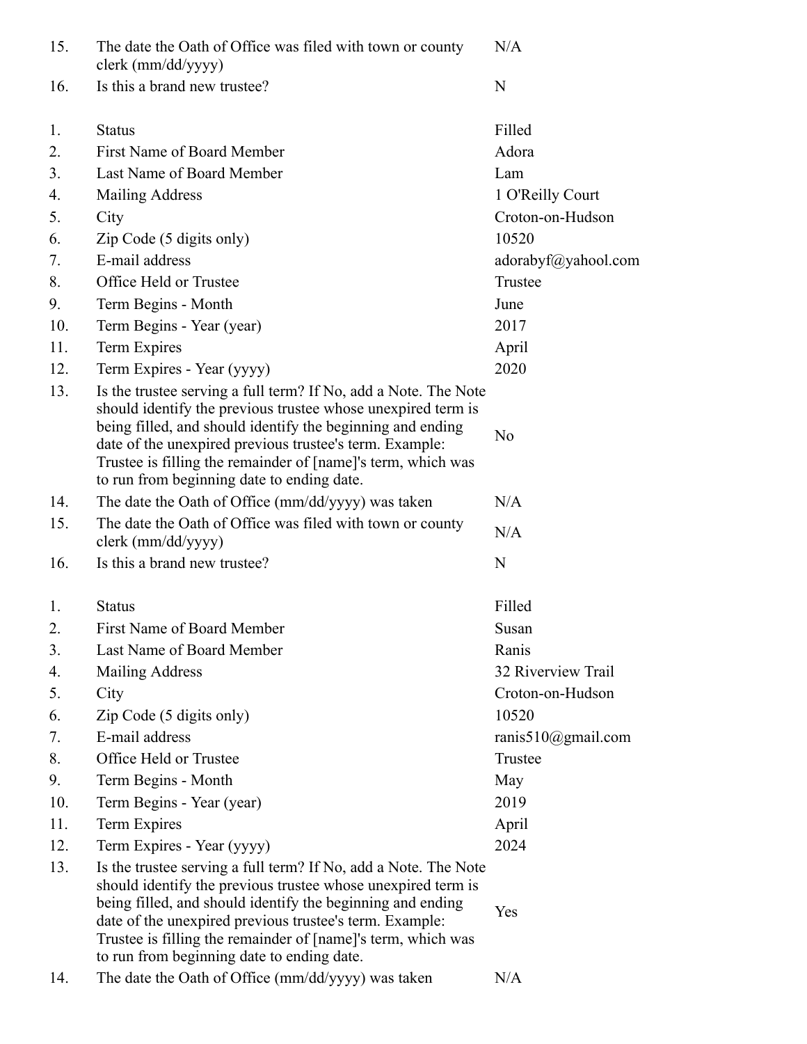| | | |
|---|---|---|
| 15. | The date the Oath of Office was filed with town or county clerk (mm/dd/yyyy) | N/A |
| 16. | Is this a brand new trustee? | N |

| | | |
|---|---|---|
| 1. | Status | Filled |
| 2. | First Name of Board Member | Adora |
| 3. | Last Name of Board Member | Lam |
| 4. | Mailing Address | 1 O'Reilly Court |
| 5. | City | Croton-on-Hudson |
| 6. | Zip Code (5 digits only) | 10520 |
| 7. | E-mail address | adorabyf@yahool.com |
| 8. | Office Held or Trustee | Trustee |
| 9. | Term Begins - Month | June |
| 10. | Term Begins - Year (year) | 2017 |
| 11. | Term Expires | April |
| 12. | Term Expires - Year (yyyy) | 2020 |
| 13. | Is the trustee serving a full term? If No, add a Note. The Note should identify the previous trustee whose unexpired term is being filled, and should identify the beginning and ending date of the unexpired previous trustee's term. Example: Trustee is filling the remainder of [name]'s term, which was to run from beginning date to ending date. | No |
| 14. | The date the Oath of Office (mm/dd/yyyy) was taken | N/A |
| 15. | The date the Oath of Office was filed with town or county clerk (mm/dd/yyyy) | N/A |
| 16. | Is this a brand new trustee? | N |

| | | |
|---|---|---|
| 1. | Status | Filled |
| 2. | First Name of Board Member | Susan |
| 3. | Last Name of Board Member | Ranis |
| 4. | Mailing Address | 32 Riverview Trail |
| 5. | City | Croton-on-Hudson |
| 6. | Zip Code (5 digits only) | 10520 |
| 7. | E-mail address | ranis510@gmail.com |
| 8. | Office Held or Trustee | Trustee |
| 9. | Term Begins - Month | May |
| 10. | Term Begins - Year (year) | 2019 |
| 11. | Term Expires | April |
| 12. | Term Expires - Year (yyyy) | 2024 |
| 13. | Is the trustee serving a full term? If No, add a Note. The Note should identify the previous trustee whose unexpired term is being filled, and should identify the beginning and ending date of the unexpired previous trustee's term. Example: Trustee is filling the remainder of [name]'s term, which was to run from beginning date to ending date. | Yes |
| 14. | The date the Oath of Office (mm/dd/yyyy) was taken | N/A |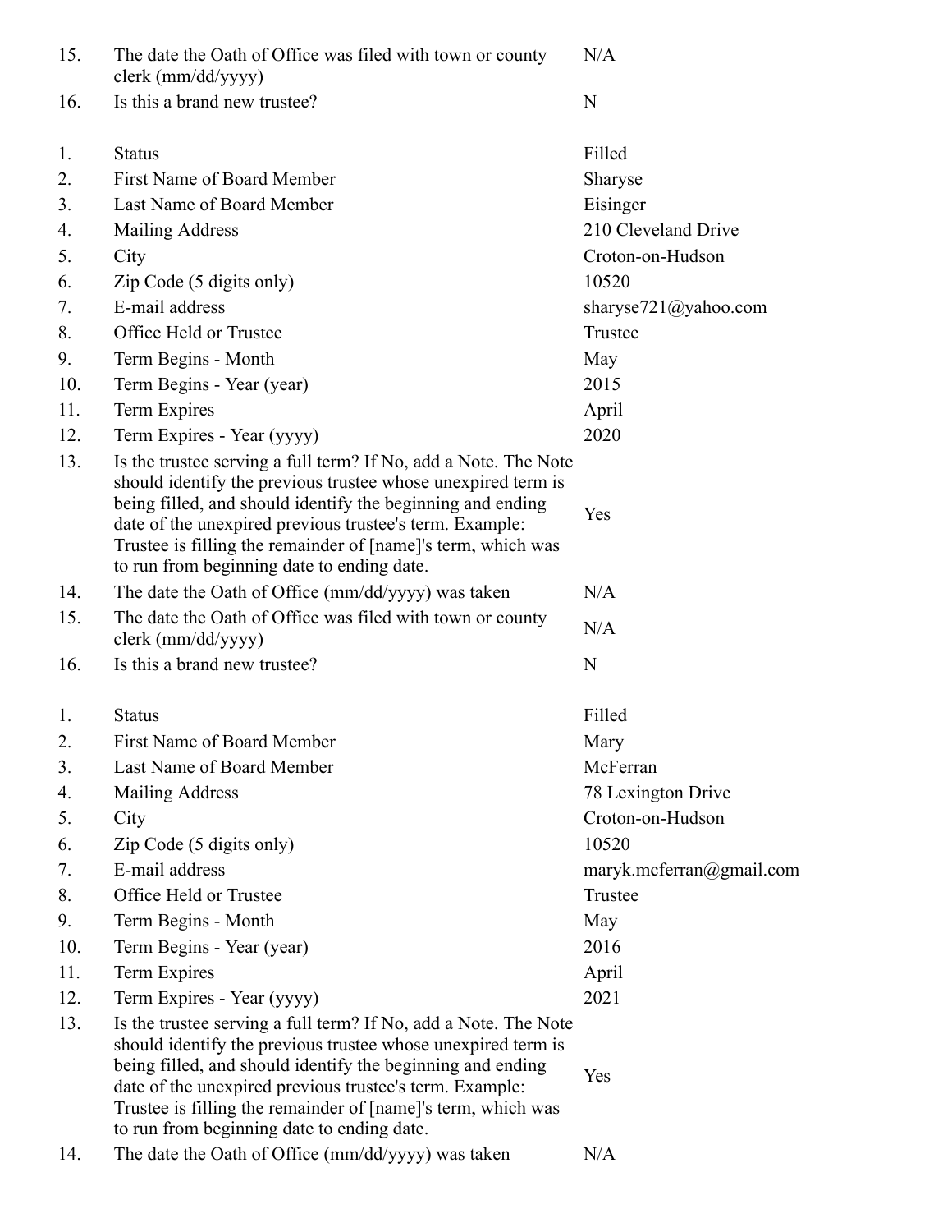| | | |
|---|---|---|
| 15. | The date the Oath of Office was filed with town or county clerk (mm/dd/yyyy) | N/A |
| 16. | Is this a brand new trustee? | N |

| | | |
|---|---|---|
| 1. | Status | Filled |
| 2. | First Name of Board Member | Sharyse |
| 3. | Last Name of Board Member | Eisinger |
| 4. | Mailing Address | 210 Cleveland Drive |
| 5. | City | Croton-on-Hudson |
| 6. | Zip Code (5 digits only) | 10520 |
| 7. | E-mail address | sharyse721@yahoo.com |
| 8. | Office Held or Trustee | Trustee |
| 9. | Term Begins - Month | May |
| 10. | Term Begins - Year (year) | 2015 |
| 11. | Term Expires | April |
| 12. | Term Expires - Year (yyyy) | 2020 |
| 13. | Is the trustee serving a full term? If No, add a Note. The Note should identify the previous trustee whose unexpired term is being filled, and should identify the beginning and ending date of the unexpired previous trustee's term. Example: Trustee is filling the remainder of [name]'s term, which was to run from beginning date to ending date. | Yes |
| 14. | The date the Oath of Office (mm/dd/yyyy) was taken | N/A |
| 15. | The date the Oath of Office was filed with town or county clerk (mm/dd/yyyy) | N/A |
| 16. | Is this a brand new trustee? | N |

| | | |
|---|---|---|
| 1. | Status | Filled |
| 2. | First Name of Board Member | Mary |
| 3. | Last Name of Board Member | McFerran |
| 4. | Mailing Address | 78 Lexington Drive |
| 5. | City | Croton-on-Hudson |
| 6. | Zip Code (5 digits only) | 10520 |
| 7. | E-mail address | maryk.mcferran@gmail.com |
| 8. | Office Held or Trustee | Trustee |
| 9. | Term Begins - Month | May |
| 10. | Term Begins - Year (year) | 2016 |
| 11. | Term Expires | April |
| 12. | Term Expires - Year (yyyy) | 2021 |
| 13. | Is the trustee serving a full term? If No, add a Note. The Note should identify the previous trustee whose unexpired term is being filled, and should identify the beginning and ending date of the unexpired previous trustee's term. Example: Trustee is filling the remainder of [name]'s term, which was to run from beginning date to ending date. | Yes |
| 14. | The date the Oath of Office (mm/dd/yyyy) was taken | N/A |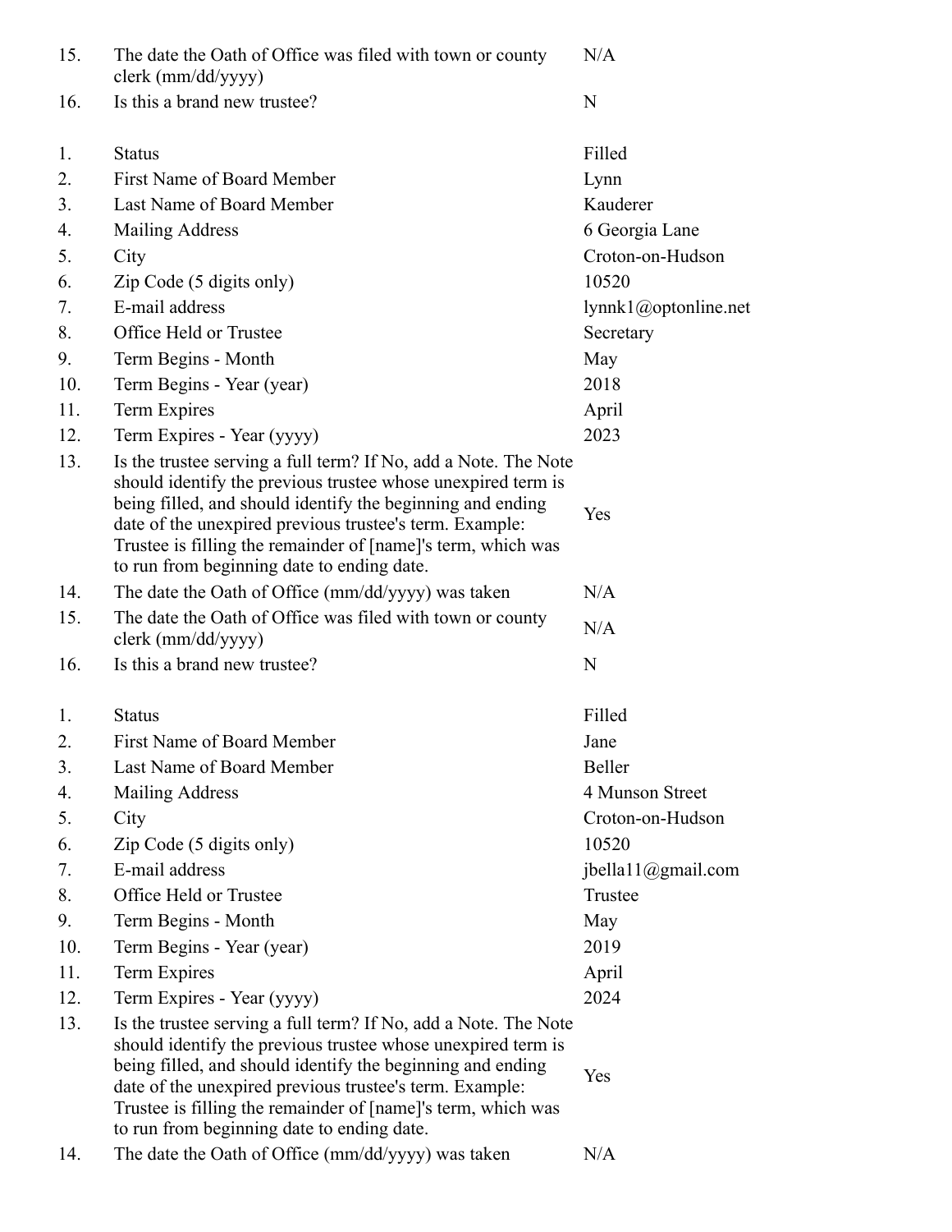| | | |
|---|---|---|
| 15. | The date the Oath of Office was filed with town or county clerk (mm/dd/yyyy) | N/A |
| 16. | Is this a brand new trustee? | N |

| | | |
|---|---|---|
| 1. | Status | Filled |
| 2. | First Name of Board Member | Lynn |
| 3. | Last Name of Board Member | Kauderer |
| 4. | Mailing Address | 6 Georgia Lane |
| 5. | City | Croton-on-Hudson |
| 6. | Zip Code (5 digits only) | 10520 |
| 7. | E-mail address | lynnk1@optonline.net |
| 8. | Office Held or Trustee | Secretary |
| 9. | Term Begins - Month | May |
| 10. | Term Begins - Year (year) | 2018 |
| 11. | Term Expires | April |
| 12. | Term Expires - Year (yyyy) | 2023 |
| 13. | Is the trustee serving a full term? If No, add a Note. The Note should identify the previous trustee whose unexpired term is being filled, and should identify the beginning and ending date of the unexpired previous trustee's term. Example: Trustee is filling the remainder of [name]'s term, which was to run from beginning date to ending date. | Yes |
| 14. | The date the Oath of Office (mm/dd/yyyy) was taken | N/A |
| 15. | The date the Oath of Office was filed with town or county clerk (mm/dd/yyyy) | N/A |
| 16. | Is this a brand new trustee? | N |

| | | |
|---|---|---|
| 1. | Status | Filled |
| 2. | First Name of Board Member | Jane |
| 3. | Last Name of Board Member | Beller |
| 4. | Mailing Address | 4 Munson Street |
| 5. | City | Croton-on-Hudson |
| 6. | Zip Code (5 digits only) | 10520 |
| 7. | E-mail address | jbella11@gmail.com |
| 8. | Office Held or Trustee | Trustee |
| 9. | Term Begins - Month | May |
| 10. | Term Begins - Year (year) | 2019 |
| 11. | Term Expires | April |
| 12. | Term Expires - Year (yyyy) | 2024 |
| 13. | Is the trustee serving a full term? If No, add a Note. The Note should identify the previous trustee whose unexpired term is being filled, and should identify the beginning and ending date of the unexpired previous trustee's term. Example: Trustee is filling the remainder of [name]'s term, which was to run from beginning date to ending date. | Yes |
| 14. | The date the Oath of Office (mm/dd/yyyy) was taken | N/A |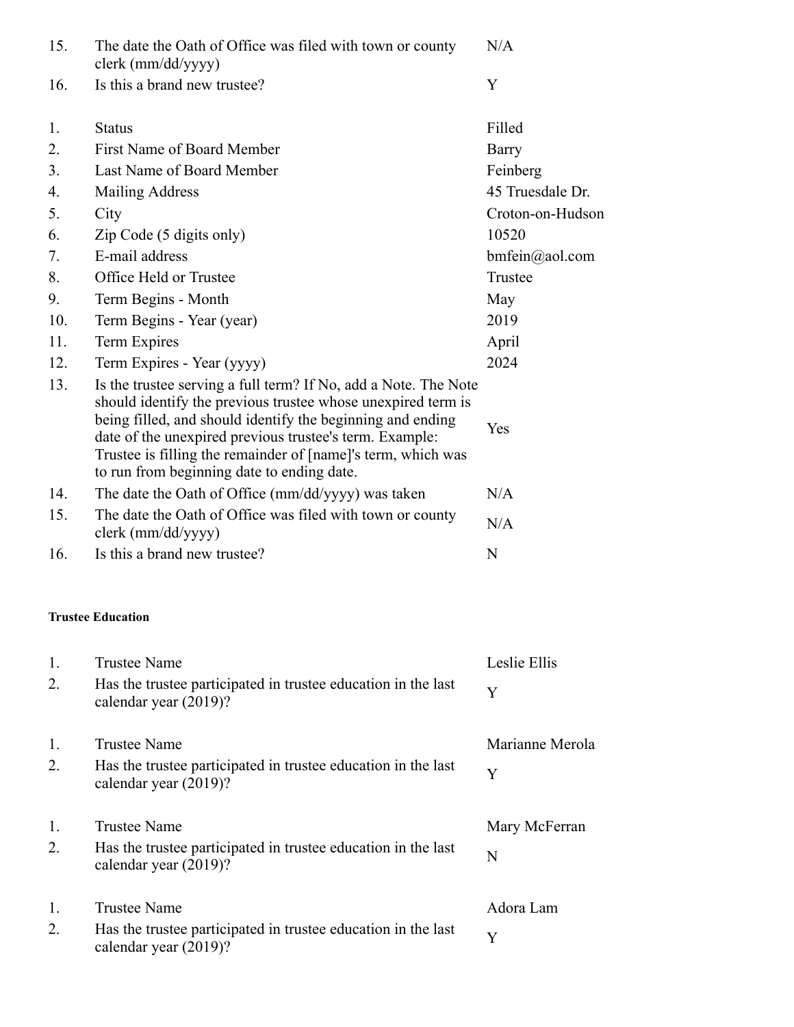| | | |
|---|---|---|
| 15. | The date the Oath of Office was filed with town or county clerk (mm/dd/yyyy) | N/A |
| 16. | Is this a brand new trustee? | Y |

| | | |
|---|---|---|
| 1. | Status | Filled |
| 2. | First Name of Board Member | Barry |
| 3. | Last Name of Board Member | Feinberg |
| 4. | Mailing Address | 45 Truesdale Dr. |
| 5. | City | Croton-on-Hudson |
| 6. | Zip Code (5 digits only) | 10520 |
| 7. | E-mail address | bmfein@aol.com |
| 8. | Office Held or Trustee | Trustee |
| 9. | Term Begins - Month | May |
| 10. | Term Begins - Year (year) | 2019 |
| 11. | Term Expires | April |
| 12. | Term Expires - Year (yyyy) | 2024 |
| 13. | Is the trustee serving a full term? If No, add a Note. The Note should identify the previous trustee whose unexpired term is being filled, and should identify the beginning and ending date of the unexpired previous trustee's term. Example: Trustee is filling the remainder of [name]'s term, which was to run from beginning date to ending date. | Yes |
| 14. | The date the Oath of Office (mm/dd/yyyy) was taken | N/A |
| 15. | The date the Oath of Office was filed with town or county clerk (mm/dd/yyyy) | N/A |
| 16. | Is this a brand new trustee? | N |

##### Trustee Education

| | | |
|---|---|---|
| 1. | Trustee Name | Leslie Ellis |
| 2. | Has the trustee participated in trustee education in the last calendar year (2019)? | Y |

| | | |
|---|---|---|
| 1. | Trustee Name | Marianne Merola |
| 2. | Has the trustee participated in trustee education in the last calendar year (2019)? | Y |

| | | |
|---|---|---|
| 1. | Trustee Name | Mary McFerran |
| 2. | Has the trustee participated in trustee education in the last calendar year (2019)? | N |

| | | |
|---|---|---|
| 1. | Trustee Name | Adora Lam |
| 2. | Has the trustee participated in trustee education in the last calendar year (2019)? | Y |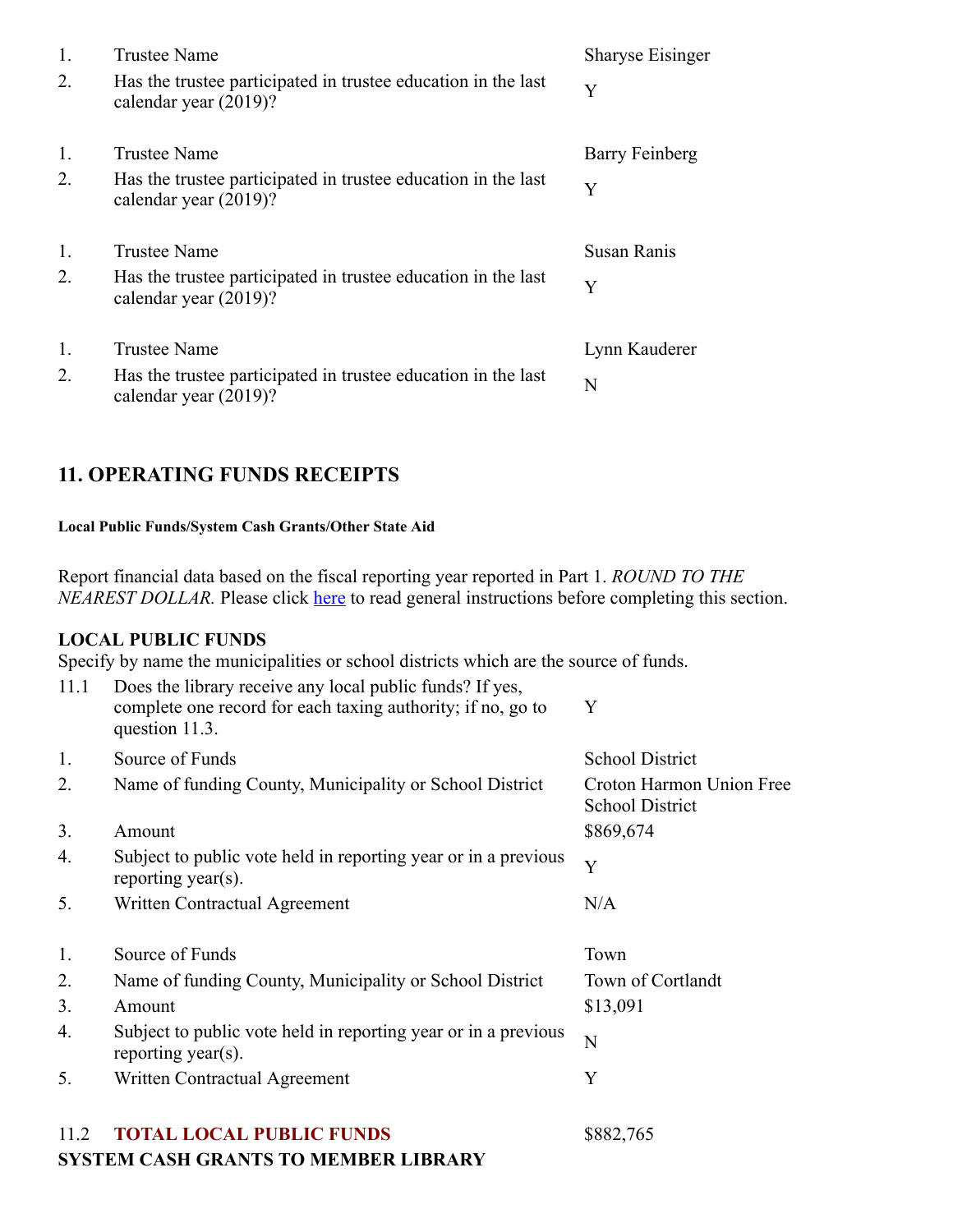| | | |
|---|---|---|
| 1. | Trustee Name | Sharyse Eisinger |
| 2. | Has the trustee participated in trustee education in the last calendar year (2019)? | Y |

| | | |
|---|---|---|
| 1. | Trustee Name | Barry Feinberg |
| 2. | Has the trustee participated in trustee education in the last calendar year (2019)? | Y |

| | | |
|---|---|---|
| 1. | Trustee Name | Susan Ranis |
| 2. | Has the trustee participated in trustee education in the last calendar year (2019)? | Y |

| | | |
|---|---|---|
| 1. | Trustee Name | Lynn Kauderer |
| 2. | Has the trustee participated in trustee education in the last calendar year (2019)? | N |

## 11. OPERATING FUNDS RECEIPTS

#### Local Public Funds/System Cash Grants/Other State Aid

Report financial data based on the fiscal reporting year reported in Part 1. *ROUND TO THE NEAREST DOLLAR.* Please click here to read general instructions before completing this section.

**LOCAL PUBLIC FUNDS**
Specify by name the municipalities or school districts which are the source of funds.

| | | |
|---|---|---|
| 11.1 | Does the library receive any local public funds? If yes, complete one record for each taxing authority; if no, go to question 11.3. | Y |

| | | |
|---|---|---|
| 1. | Source of Funds | School District |
| 2. | Name of funding County, Municipality or School District | Croton Harmon Union Free School District |
| 3. | Amount | $869,674 |
| 4. | Subject to public vote held in reporting year or in a previous reporting year(s). | Y |
| 5. | Written Contractual Agreement | N/A |

| | | |
|---|---|---|
| 1. | Source of Funds | Town |
| 2. | Name of funding County, Municipality or School District | Town of Cortlandt |
| 3. | Amount | $13,091 |
| 4. | Subject to public vote held in reporting year or in a previous reporting year(s). | N |
| 5. | Written Contractual Agreement | Y |

| | | |
|---|---|---|
| 11.2 | **TOTAL LOCAL PUBLIC FUNDS** | $882,765 |

**SYSTEM CASH GRANTS TO MEMBER LIBRARY**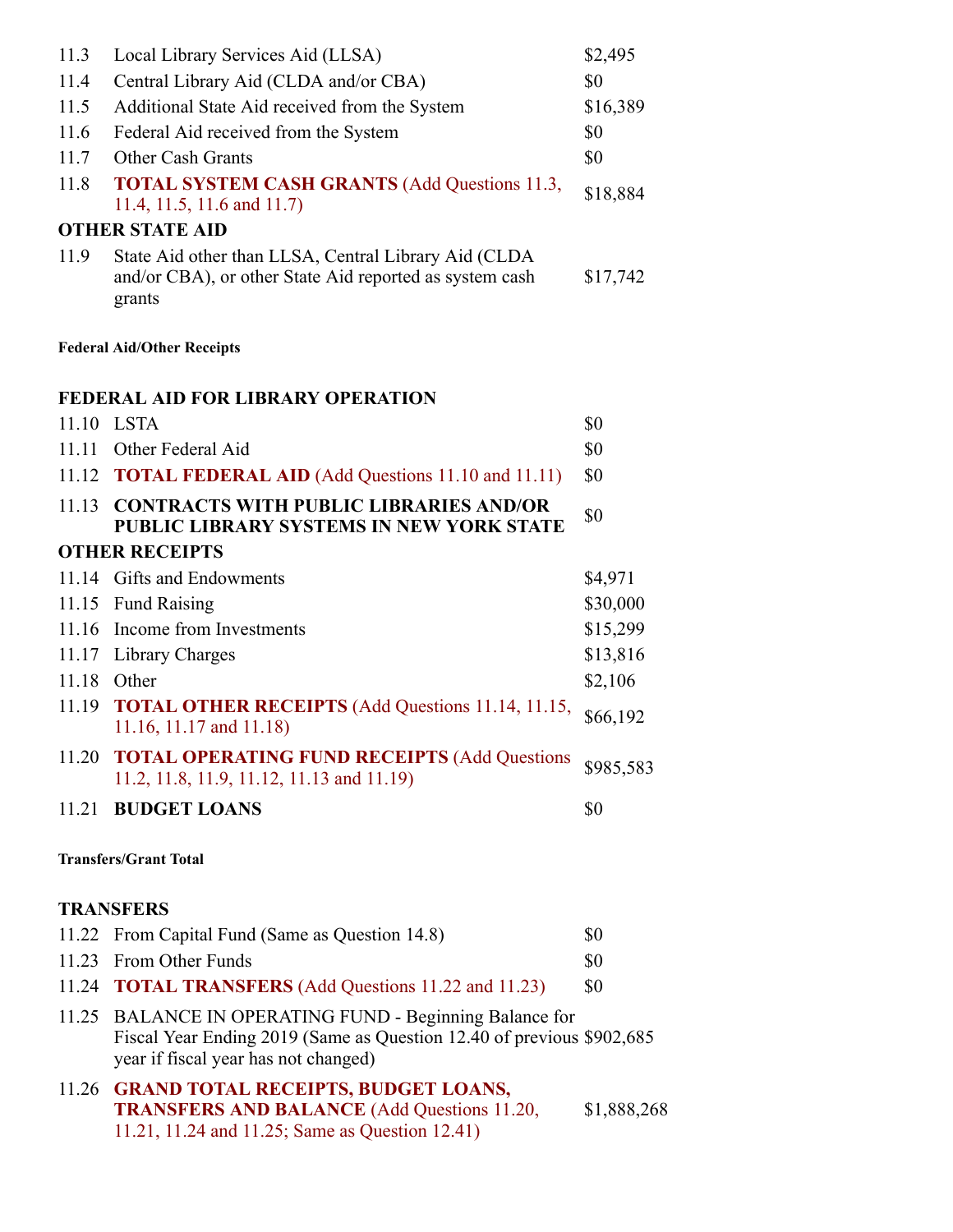| | | |
|---|---|---|
| 11.3 | Local Library Services Aid (LLSA) | $2,495 |
| 11.4 | Central Library Aid (CLDA and/or CBA) | $0 |
| 11.5 | Additional State Aid received from the System | $16,389 |
| 11.6 | Federal Aid received from the System | $0 |
| 11.7 | Other Cash Grants | $0 |
| 11.8 | **TOTAL SYSTEM CASH GRANTS** (Add Questions 11.3, 11.4, 11.5, 11.6 and 11.7) | $18,884 |

**OTHER STATE AID**

| | | |
|---|---|---|
| 11.9 | State Aid other than LLSA, Central Library Aid (CLDA and/or CBA), or other State Aid reported as system cash grants | $17,742 |

**Federal Aid/Other Receipts**

**FEDERAL AID FOR LIBRARY OPERATION**

| | | |
|---|---|---|
| 11.10 | LSTA | $0 |
| 11.11 | Other Federal Aid | $0 |
| 11.12 | **TOTAL FEDERAL AID** (Add Questions 11.10 and 11.11) | $0 |
| 11.13 | **CONTRACTS WITH PUBLIC LIBRARIES AND/OR PUBLIC LIBRARY SYSTEMS IN NEW YORK STATE** | $0 |

**OTHER RECEIPTS**

| | | |
|---|---|---|
| 11.14 | Gifts and Endowments | $4,971 |
| 11.15 | Fund Raising | $30,000 |
| 11.16 | Income from Investments | $15,299 |
| 11.17 | Library Charges | $13,816 |
| 11.18 | Other | $2,106 |
| 11.19 | **TOTAL OTHER RECEIPTS** (Add Questions 11.14, 11.15, 11.16, 11.17 and 11.18) | $66,192 |
| 11.20 | **TOTAL OPERATING FUND RECEIPTS** (Add Questions 11.2, 11.8, 11.9, 11.12, 11.13 and 11.19) | $985,583 |
| 11.21 | **BUDGET LOANS** | $0 |

**Transfers/Grant Total**

**TRANSFERS**

| | | |
|---|---|---|
| 11.22 | From Capital Fund (Same as Question 14.8) | $0 |
| 11.23 | From Other Funds | $0 |
| 11.24 | **TOTAL TRANSFERS** (Add Questions 11.22 and 11.23) | $0 |
| 11.25 | BALANCE IN OPERATING FUND - Beginning Balance for Fiscal Year Ending 2019 (Same as Question 12.40 of previous year if fiscal year has not changed) | $902,685 |
| 11.26 | **GRAND TOTAL RECEIPTS, BUDGET LOANS, TRANSFERS AND BALANCE** (Add Questions 11.20, 11.21, 11.24 and 11.25; Same as Question 12.41) | $1,888,268 |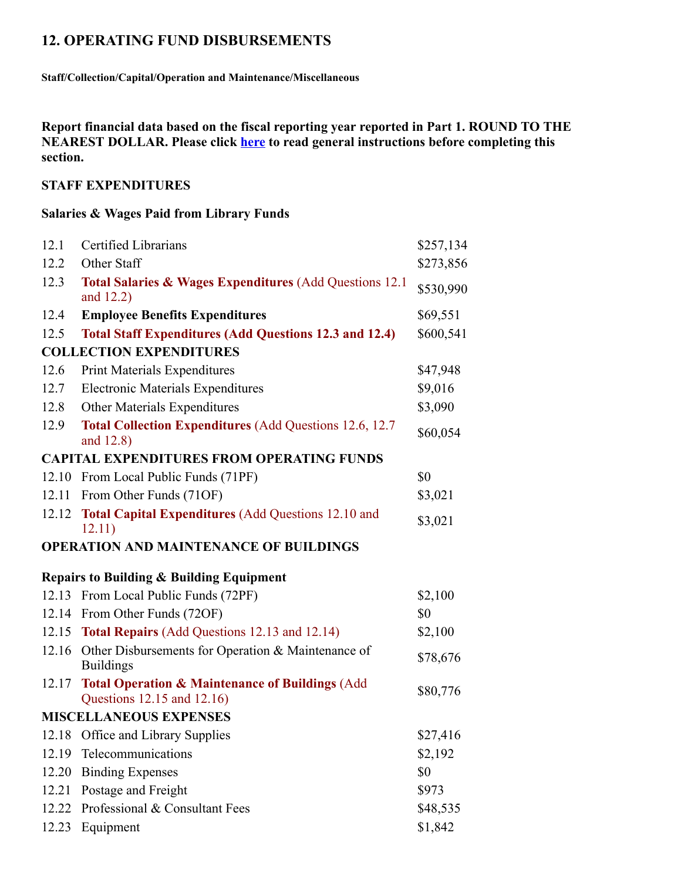## 12. OPERATING FUND DISBURSEMENTS

**Staff/Collection/Capital/Operation and Maintenance/Miscellaneous**

**Report financial data based on the fiscal reporting year reported in Part 1. ROUND TO THE NEAREST DOLLAR. Please click here to read general instructions before completing this section.**

**STAFF EXPENDITURES**

**Salaries & Wages Paid from Library Funds**

| | | |
|---|---|---|
| 12.1 | Certified Librarians | $257,134 |
| 12.2 | Other Staff | $273,856 |
| 12.3 | **Total Salaries & Wages Expenditures** (Add Questions 12.1 and 12.2) | $530,990 |
| 12.4 | **Employee Benefits Expenditures** | $69,551 |
| 12.5 | **Total Staff Expenditures (Add Questions 12.3 and 12.4)** | $600,541 |
| **COLLECTION EXPENDITURES** | | |
| 12.6 | Print Materials Expenditures | $47,948 |
| 12.7 | Electronic Materials Expenditures | $9,016 |
| 12.8 | Other Materials Expenditures | $3,090 |
| 12.9 | **Total Collection Expenditures** (Add Questions 12.6, 12.7 and 12.8) | $60,054 |
| **CAPITAL EXPENDITURES FROM OPERATING FUNDS** | | |
| 12.10 | From Local Public Funds (71PF) | $0 |
| 12.11 | From Other Funds (71OF) | $3,021 |
| 12.12 | **Total Capital Expenditures** (Add Questions 12.10 and 12.11) | $3,021 |
| **OPERATION AND MAINTENANCE OF BUILDINGS** | | |
| **Repairs to Building & Building Equipment** | | |
| 12.13 | From Local Public Funds (72PF) | $2,100 |
| 12.14 | From Other Funds (72OF) | $0 |
| 12.15 | **Total Repairs** (Add Questions 12.13 and 12.14) | $2,100 |
| 12.16 | Other Disbursements for Operation & Maintenance of Buildings | $78,676 |
| 12.17 | **Total Operation & Maintenance of Buildings** (Add Questions 12.15 and 12.16) | $80,776 |
| **MISCELLANEOUS EXPENSES** | | |
| 12.18 | Office and Library Supplies | $27,416 |
| 12.19 | Telecommunications | $2,192 |
| 12.20 | Binding Expenses | $0 |
| 12.21 | Postage and Freight | $973 |
| 12.22 | Professional & Consultant Fees | $48,535 |
| 12.23 | Equipment | $1,842 |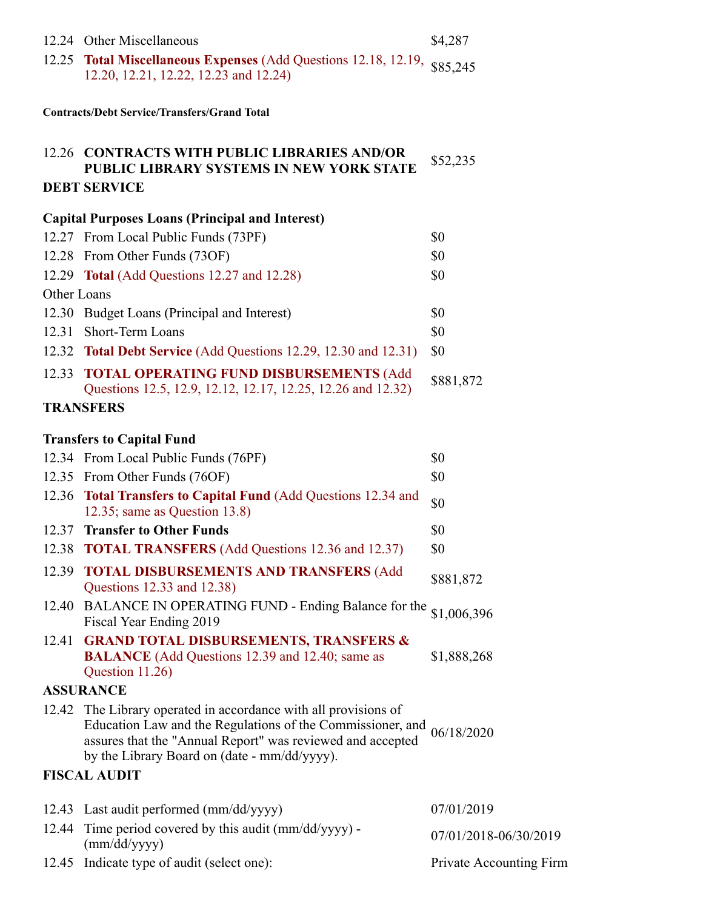| | | |
|---|---|---|
| 12.24 | Other Miscellaneous | $4,287 |
| 12.25 | **Total Miscellaneous Expenses** (Add Questions 12.18, 12.19, 12.20, 12.21, 12.22, 12.23 and 12.24) | $85,245 |

**Contracts/Debt Service/Transfers/Grand Total**

| | | |
|---|---|---|
| 12.26 | **CONTRACTS WITH PUBLIC LIBRARIES AND/OR PUBLIC LIBRARY SYSTEMS IN NEW YORK STATE** | $52,235 |

**DEBT SERVICE**

**Capital Purposes Loans (Principal and Interest)**

| | | |
|---|---|---|
| 12.27 | From Local Public Funds (73PF) | $0 |
| 12.28 | From Other Funds (73OF) | $0 |
| 12.29 | **Total** (Add Questions 12.27 and 12.28) | $0 |

Other Loans

| | | |
|---|---|---|
| 12.30 | Budget Loans (Principal and Interest) | $0 |
| 12.31 | Short-Term Loans | $0 |
| 12.32 | **Total Debt Service** (Add Questions 12.29, 12.30 and 12.31) | $0 |
| 12.33 | **TOTAL OPERATING FUND DISBURSEMENTS** (Add Questions 12.5, 12.9, 12.12, 12.17, 12.25, 12.26 and 12.32) | $881,872 |

**TRANSFERS**

**Transfers to Capital Fund**

| | | |
|---|---|---|
| 12.34 | From Local Public Funds (76PF) | $0 |
| 12.35 | From Other Funds (76OF) | $0 |
| 12.36 | **Total Transfers to Capital Fund** (Add Questions 12.34 and 12.35; same as Question 13.8) | $0 |
| 12.37 | **Transfer to Other Funds** | $0 |
| 12.38 | **TOTAL TRANSFERS** (Add Questions 12.36 and 12.37) | $0 |
| 12.39 | **TOTAL DISBURSEMENTS AND TRANSFERS** (Add Questions 12.33 and 12.38) | $881,872 |
| 12.40 | BALANCE IN OPERATING FUND - Ending Balance for the Fiscal Year Ending 2019 | $1,006,396 |
| 12.41 | **GRAND TOTAL DISBURSEMENTS, TRANSFERS & BALANCE** (Add Questions 12.39 and 12.40; same as Question 11.26) | $1,888,268 |

**ASSURANCE**

| | | |
|---|---|---|
| 12.42 | The Library operated in accordance with all provisions of Education Law and the Regulations of the Commissioner, and assures that the "Annual Report" was reviewed and accepted by the Library Board on (date - mm/dd/yyyy). | 06/18/2020 |

**FISCAL AUDIT**

| | | |
|---|---|---|
| 12.43 | Last audit performed (mm/dd/yyyy) | 07/01/2019 |
| 12.44 | Time period covered by this audit (mm/dd/yyyy) - (mm/dd/yyyy) | 07/01/2018-06/30/2019 |
| 12.45 | Indicate type of audit (select one): | Private Accounting Firm |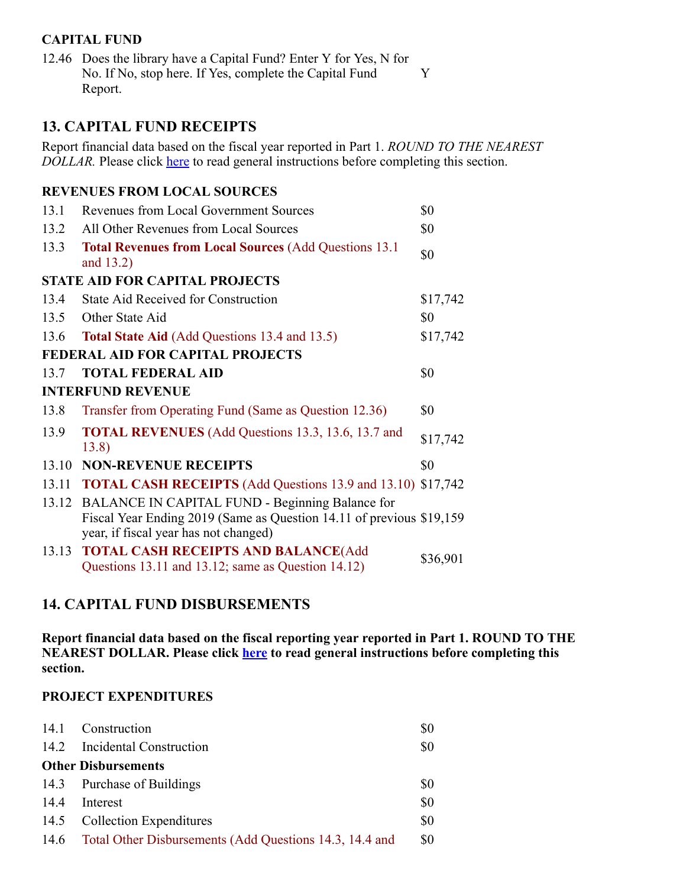**CAPITAL FUND**

| | | |
|---|---|---|
| 12.46 | Does the library have a Capital Fund? Enter Y for Yes, N for No. If No, stop here. If Yes, complete the Capital Fund Report. | Y |

## 13. CAPITAL FUND RECEIPTS

Report financial data based on the fiscal year reported in Part 1. *ROUND TO THE NEAREST DOLLAR.* Please click here to read general instructions before completing this section.

| | | |
|---|---|---|
| **REVENUES FROM LOCAL SOURCES** | | |
| 13.1 | Revenues from Local Government Sources | $0 |
| 13.2 | All Other Revenues from Local Sources | $0 |
| 13.3 | **Total Revenues from Local Sources** (Add Questions 13.1 and 13.2) | $0 |
| **STATE AID FOR CAPITAL PROJECTS** | | |
| 13.4 | State Aid Received for Construction | $17,742 |
| 13.5 | Other State Aid | $0 |
| 13.6 | **Total State Aid** (Add Questions 13.4 and 13.5) | $17,742 |
| **FEDERAL AID FOR CAPITAL PROJECTS** | | |
| 13.7 | **TOTAL FEDERAL AID** | $0 |
| **INTERFUND REVENUE** | | |
| 13.8 | Transfer from Operating Fund (Same as Question 12.36) | $0 |
| 13.9 | **TOTAL REVENUES** (Add Questions 13.3, 13.6, 13.7 and 13.8) | $17,742 |
| 13.10 | **NON-REVENUE RECEIPTS** | $0 |
| 13.11 | **TOTAL CASH RECEIPTS** (Add Questions 13.9 and 13.10) | $17,742 |
| 13.12 | BALANCE IN CAPITAL FUND - Beginning Balance for Fiscal Year Ending 2019 (Same as Question 14.11 of previous year, if fiscal year has not changed) | $19,159 |
| 13.13 | **TOTAL CASH RECEIPTS AND BALANCE**(Add Questions 13.11 and 13.12; same as Question 14.12) | $36,901 |

## 14. CAPITAL FUND DISBURSEMENTS

**Report financial data based on the fiscal reporting year reported in Part 1. ROUND TO THE NEAREST DOLLAR. Please click here to read general instructions before completing this section.**

**PROJECT EXPENDITURES**

| | | |
|---|---|---|
| 14.1 | Construction | $0 |
| 14.2 | Incidental Construction | $0 |
| **Other Disbursements** | | |
| 14.3 | Purchase of Buildings | $0 |
| 14.4 | Interest | $0 |
| 14.5 | Collection Expenditures | $0 |
| 14.6 | Total Other Disbursements (Add Questions 14.3, 14.4 and | $0 |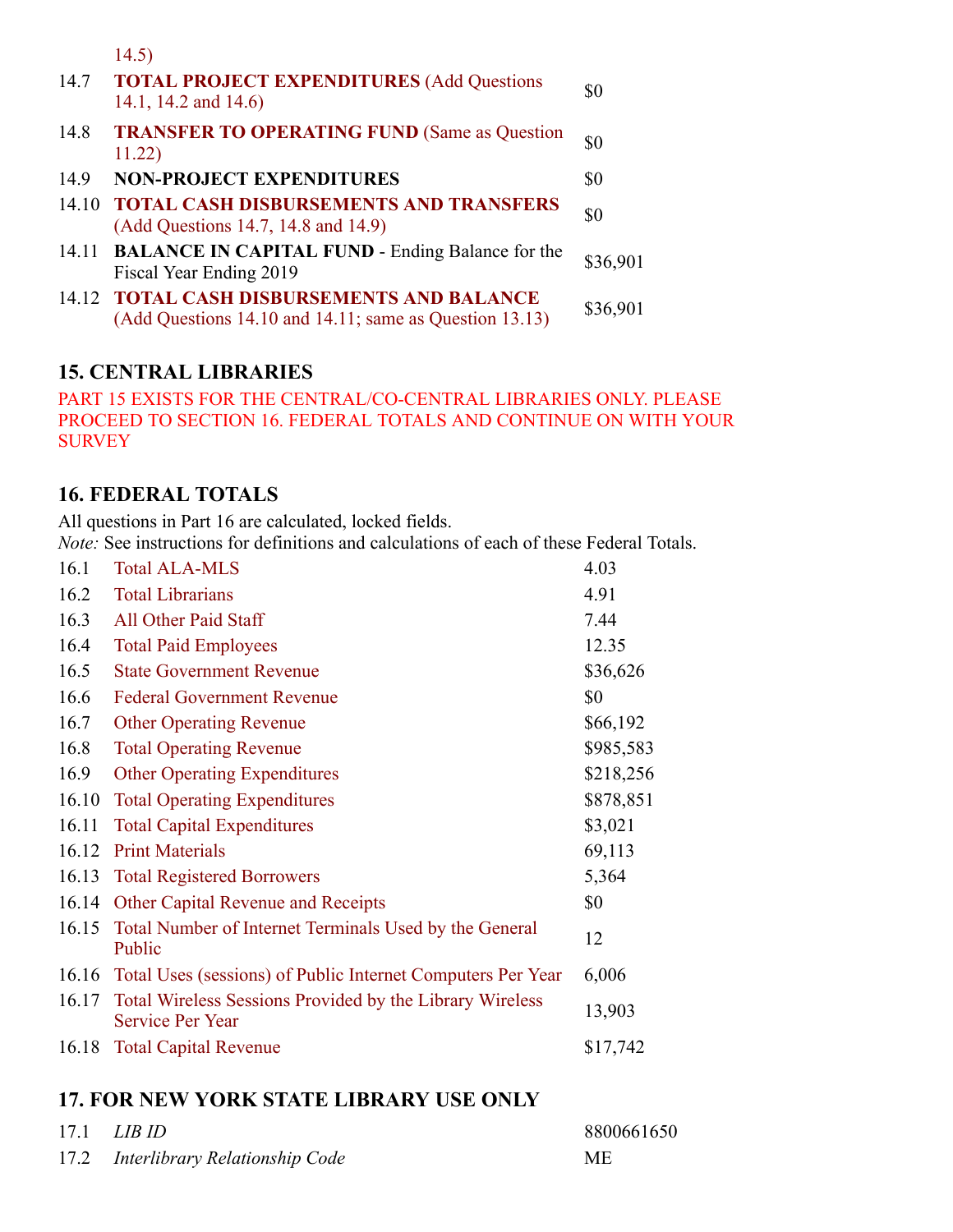| | | |
|---|---|---|
| | 14.5) | |
| 14.7 | **TOTAL PROJECT EXPENDITURES** (Add Questions 14.1, 14.2 and 14.6) | $0 |
| 14.8 | **TRANSFER TO OPERATING FUND** (Same as Question 11.22) | $0 |
| 14.9 | **NON-PROJECT EXPENDITURES** | $0 |
| 14.10 | **TOTAL CASH DISBURSEMENTS AND TRANSFERS** (Add Questions 14.7, 14.8 and 14.9) | $0 |
| 14.11 | **BALANCE IN CAPITAL FUND** - Ending Balance for the Fiscal Year Ending 2019 | $36,901 |
| 14.12 | **TOTAL CASH DISBURSEMENTS AND BALANCE** (Add Questions 14.10 and 14.11; same as Question 13.13) | $36,901 |

## 15. CENTRAL LIBRARIES

PART 15 EXISTS FOR THE CENTRAL/CO-CENTRAL LIBRARIES ONLY. PLEASE PROCEED TO SECTION 16. FEDERAL TOTALS AND CONTINUE ON WITH YOUR SURVEY

## 16. FEDERAL TOTALS

All questions in Part 16 are calculated, locked fields.
*Note:* See instructions for definitions and calculations of each of these Federal Totals.

| | | |
|---|---|---|
| 16.1 | Total ALA-MLS | 4.03 |
| 16.2 | Total Librarians | 4.91 |
| 16.3 | All Other Paid Staff | 7.44 |
| 16.4 | Total Paid Employees | 12.35 |
| 16.5 | State Government Revenue | $36,626 |
| 16.6 | Federal Government Revenue | $0 |
| 16.7 | Other Operating Revenue | $66,192 |
| 16.8 | Total Operating Revenue | $985,583 |
| 16.9 | Other Operating Expenditures | $218,256 |
| 16.10 | Total Operating Expenditures | $878,851 |
| 16.11 | Total Capital Expenditures | $3,021 |
| 16.12 | Print Materials | 69,113 |
| 16.13 | Total Registered Borrowers | 5,364 |
| 16.14 | Other Capital Revenue and Receipts | $0 |
| 16.15 | Total Number of Internet Terminals Used by the General Public | 12 |
| 16.16 | Total Uses (sessions) of Public Internet Computers Per Year | 6,006 |
| 16.17 | Total Wireless Sessions Provided by the Library Wireless Service Per Year | 13,903 |
| 16.18 | Total Capital Revenue | $17,742 |

## 17. FOR NEW YORK STATE LIBRARY USE ONLY

| | | |
|---|---|---|
| 17.1 | *LIB ID* | 8800661650 |
| 17.2 | *Interlibrary Relationship Code* | ME |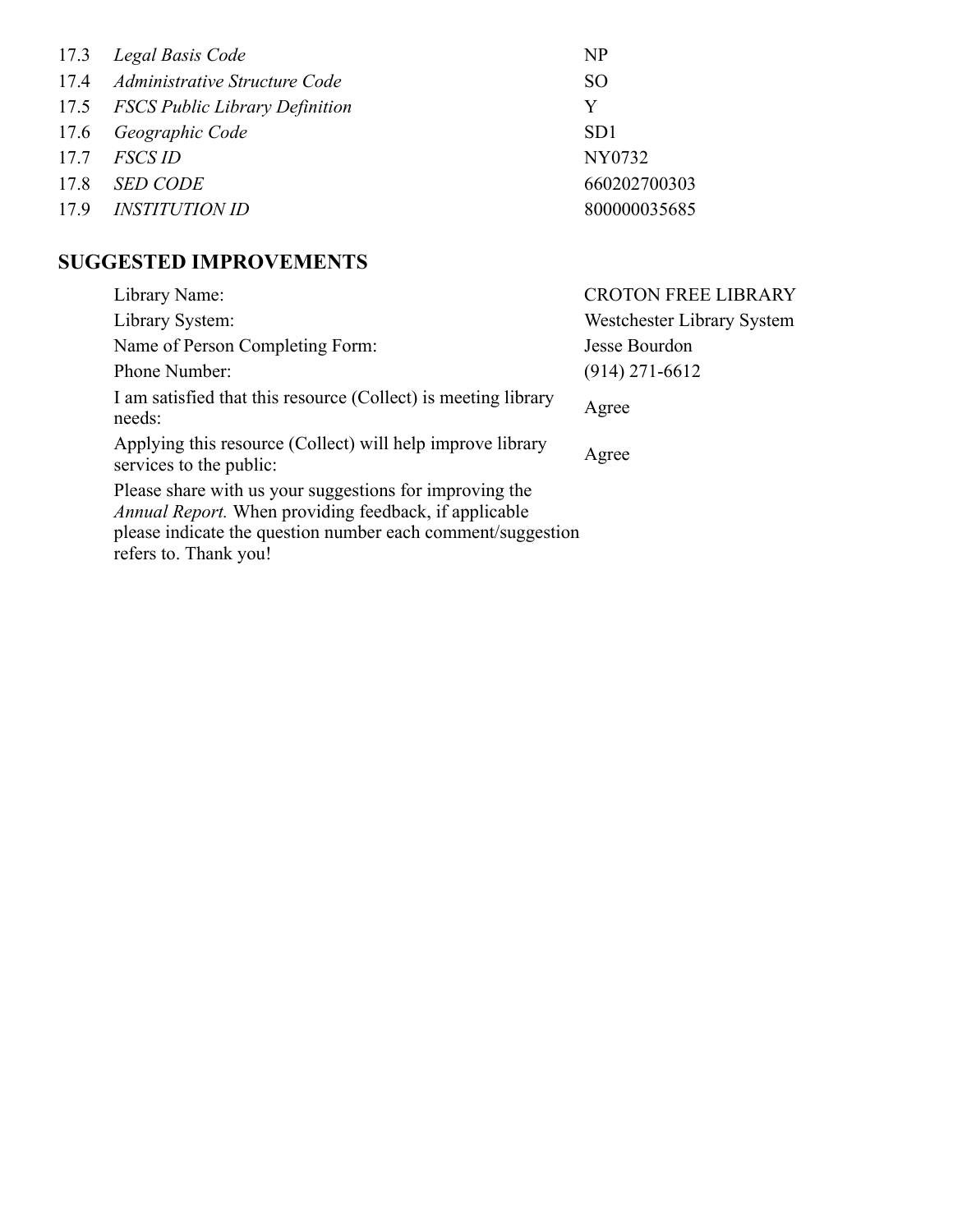| | | |
|---|---|---|
| 17.3 | *Legal Basis Code* | NP |
| 17.4 | *Administrative Structure Code* | SO |
| 17.5 | *FSCS Public Library Definition* | Y |
| 17.6 | *Geographic Code* | SD1 |
| 17.7 | *FSCS ID* | NY0732 |
| 17.8 | *SED CODE* | 660202700303 |
| 17.9 | *INSTITUTION ID* | 800000035685 |

## SUGGESTED IMPROVEMENTS

| | |
|---|---|
| Library Name: | CROTON FREE LIBRARY |
| Library System: | Westchester Library System |
| Name of Person Completing Form: | Jesse Bourdon |
| Phone Number: | (914) 271-6612 |
| I am satisfied that this resource (Collect) is meeting library needs: | Agree |
| Applying this resource (Collect) will help improve library services to the public: | Agree |
| Please share with us your suggestions for improving the *Annual Report.* When providing feedback, if applicable please indicate the question number each comment/suggestion refers to. Thank you! | |